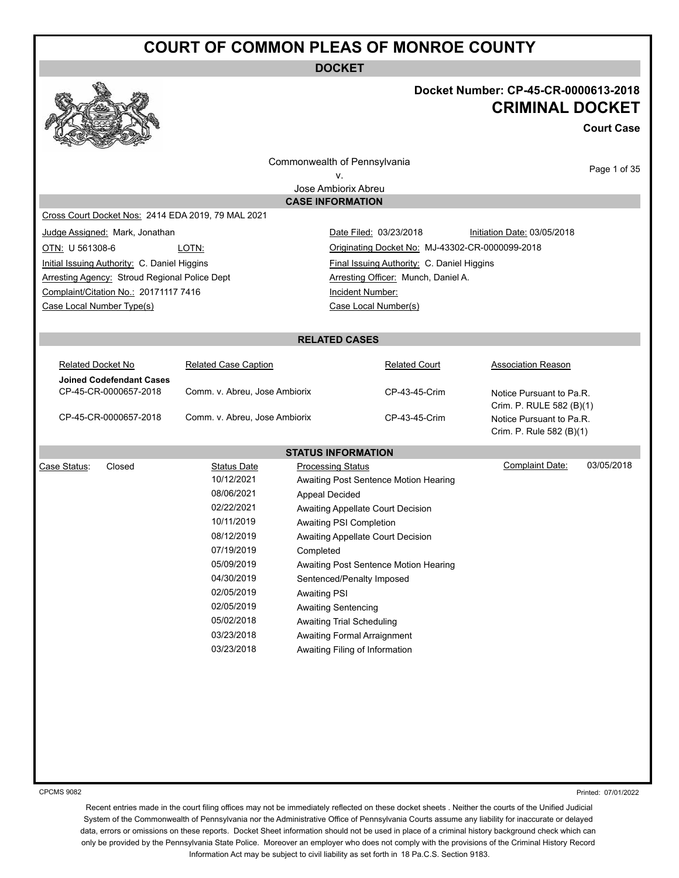# COURT OF COMMON PLEAS OF MONROE COUNTY

## DOCKET

**Docket Number: CP-45-CR-0000613-2018**

**CRIMINAL DOCKET**

**Court Case**

Commonwealth of Pennsylvania
v.
Jose Ambiorix Abreu

### CASE INFORMATION

Cross Court Docket Nos: 2414 EDA 2019, 79 MAL 2021

| | | | |
|---|---|---|---|
| Judge Assigned: Mark, Jonathan | | Date Filed: 03/23/2018 | Initiation Date: 03/05/2018 |
| OTN: U 561308-6 | LOTN: | Originating Docket No: MJ-43302-CR-0000099-2018 | |
| Initial Issuing Authority: C. Daniel Higgins | | Final Issuing Authority: C. Daniel Higgins | |
| Arresting Agency: Stroud Regional Police Dept | | Arresting Officer: Munch, Daniel A. | |
| Complaint/Citation No.: 20171117 7416 | | Incident Number: | |
| Case Local Number Type(s) | | Case Local Number(s) | |

### RELATED CASES

| Related Docket No | Related Case Caption | Related Court | Association Reason |
|---|---|---|---|
| **Joined Codefendant Cases** | | | |
| CP-45-CR-0000657-2018 | Comm. v. Abreu, Jose Ambiorix | CP-43-45-Crim | Notice Pursuant to Pa.R. Crim. P. RULE 582 (B)(1) |
| CP-45-CR-0000657-2018 | Comm. v. Abreu, Jose Ambiorix | CP-43-45-Crim | Notice Pursuant to Pa.R. Crim. P. Rule 582 (B)(1) |

### STATUS INFORMATION

Case Status: Closed

Complaint Date: 03/05/2018

| Status Date | Processing Status |
|---|---|
| 10/12/2021 | Awaiting Post Sentence Motion Hearing |
| 08/06/2021 | Appeal Decided |
| 02/22/2021 | Awaiting Appellate Court Decision |
| 10/11/2019 | Awaiting PSI Completion |
| 08/12/2019 | Awaiting Appellate Court Decision |
| 07/19/2019 | Completed |
| 05/09/2019 | Awaiting Post Sentence Motion Hearing |
| 04/30/2019 | Sentenced/Penalty Imposed |
| 02/05/2019 | Awaiting PSI |
| 02/05/2019 | Awaiting Sentencing |
| 05/02/2018 | Awaiting Trial Scheduling |
| 03/23/2018 | Awaiting Formal Arraignment |
| 03/23/2018 | Awaiting Filing of Information |

Recent entries made in the court filing offices may not be immediately reflected on these docket sheets . Neither the courts of the Unified Judicial System of the Commonwealth of Pennsylvania nor the Administrative Office of Pennsylvania Courts assume any liability for inaccurate or delayed data, errors or omissions on these reports. Docket Sheet information should not be used in place of a criminal history background check which can only be provided by the Pennsylvania State Police. Moreover an employer who does not comply with the provisions of the Criminal History Record Information Act may be subject to civil liability as set forth in 18 Pa.C.S. Section 9183.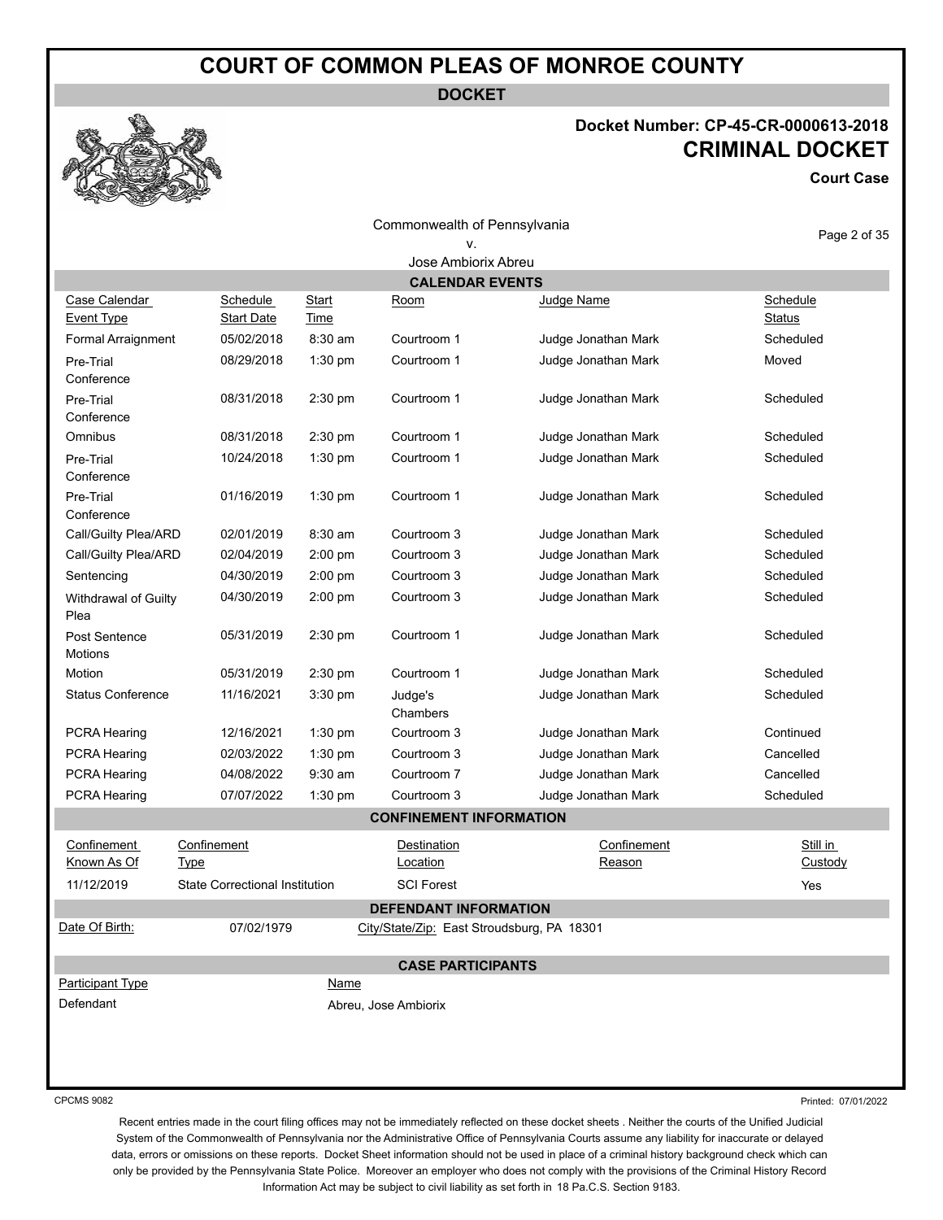# COURT OF COMMON PLEAS OF MONROE COUNTY

**DOCKET**

**Docket Number: CP-45-CR-0000613-2018**

**CRIMINAL DOCKET**

**Court Case**

Commonwealth of Pennsylvania
v.
Jose Ambiorix Abreu

## CALENDAR EVENTS

| Case Calendar Event Type | Schedule Start Date | Start Time | Room | Judge Name | Schedule Status |
|---|---|---|---|---|---|
| Formal Arraignment | 05/02/2018 | 8:30 am | Courtroom 1 | Judge Jonathan Mark | Scheduled |
| Pre-Trial Conference | 08/29/2018 | 1:30 pm | Courtroom 1 | Judge Jonathan Mark | Moved |
| Pre-Trial Conference | 08/31/2018 | 2:30 pm | Courtroom 1 | Judge Jonathan Mark | Scheduled |
| Omnibus | 08/31/2018 | 2:30 pm | Courtroom 1 | Judge Jonathan Mark | Scheduled |
| Pre-Trial Conference | 10/24/2018 | 1:30 pm | Courtroom 1 | Judge Jonathan Mark | Scheduled |
| Pre-Trial Conference | 01/16/2019 | 1:30 pm | Courtroom 1 | Judge Jonathan Mark | Scheduled |
| Call/Guilty Plea/ARD | 02/01/2019 | 8:30 am | Courtroom 3 | Judge Jonathan Mark | Scheduled |
| Call/Guilty Plea/ARD | 02/04/2019 | 2:00 pm | Courtroom 3 | Judge Jonathan Mark | Scheduled |
| Sentencing | 04/30/2019 | 2:00 pm | Courtroom 3 | Judge Jonathan Mark | Scheduled |
| Withdrawal of Guilty Plea | 04/30/2019 | 2:00 pm | Courtroom 3 | Judge Jonathan Mark | Scheduled |
| Post Sentence Motions | 05/31/2019 | 2:30 pm | Courtroom 1 | Judge Jonathan Mark | Scheduled |
| Motion | 05/31/2019 | 2:30 pm | Courtroom 1 | Judge Jonathan Mark | Scheduled |
| Status Conference | 11/16/2021 | 3:30 pm | Judge's Chambers | Judge Jonathan Mark | Scheduled |
| PCRA Hearing | 12/16/2021 | 1:30 pm | Courtroom 3 | Judge Jonathan Mark | Continued |
| PCRA Hearing | 02/03/2022 | 1:30 pm | Courtroom 3 | Judge Jonathan Mark | Cancelled |
| PCRA Hearing | 04/08/2022 | 9:30 am | Courtroom 7 | Judge Jonathan Mark | Cancelled |
| PCRA Hearing | 07/07/2022 | 1:30 pm | Courtroom 3 | Judge Jonathan Mark | Scheduled |

## CONFINEMENT INFORMATION

| Confinement Known As Of | Confinement Type | Destination Location | Confinement Reason | Still in Custody |
|---|---|---|---|---|
| 11/12/2019 | State Correctional Institution | SCI Forest | | Yes |

## DEFENDANT INFORMATION

Date Of Birth: 07/02/1979 City/State/Zip: East Stroudsburg, PA 18301

## CASE PARTICIPANTS

| Participant Type | Name |
|---|---|
| Defendant | Abreu, Jose Ambiorix |

CPCMS 9082 Printed: 07/01/2022

Recent entries made in the court filing offices may not be immediately reflected on these docket sheets . Neither the courts of the Unified Judicial System of the Commonwealth of Pennsylvania nor the Administrative Office of Pennsylvania Courts assume any liability for inaccurate or delayed data, errors or omissions on these reports. Docket Sheet information should not be used in place of a criminal history background check which can only be provided by the Pennsylvania State Police. Moreover an employer who does not comply with the provisions of the Criminal History Record Information Act may be subject to civil liability as set forth in 18 Pa.C.S. Section 9183.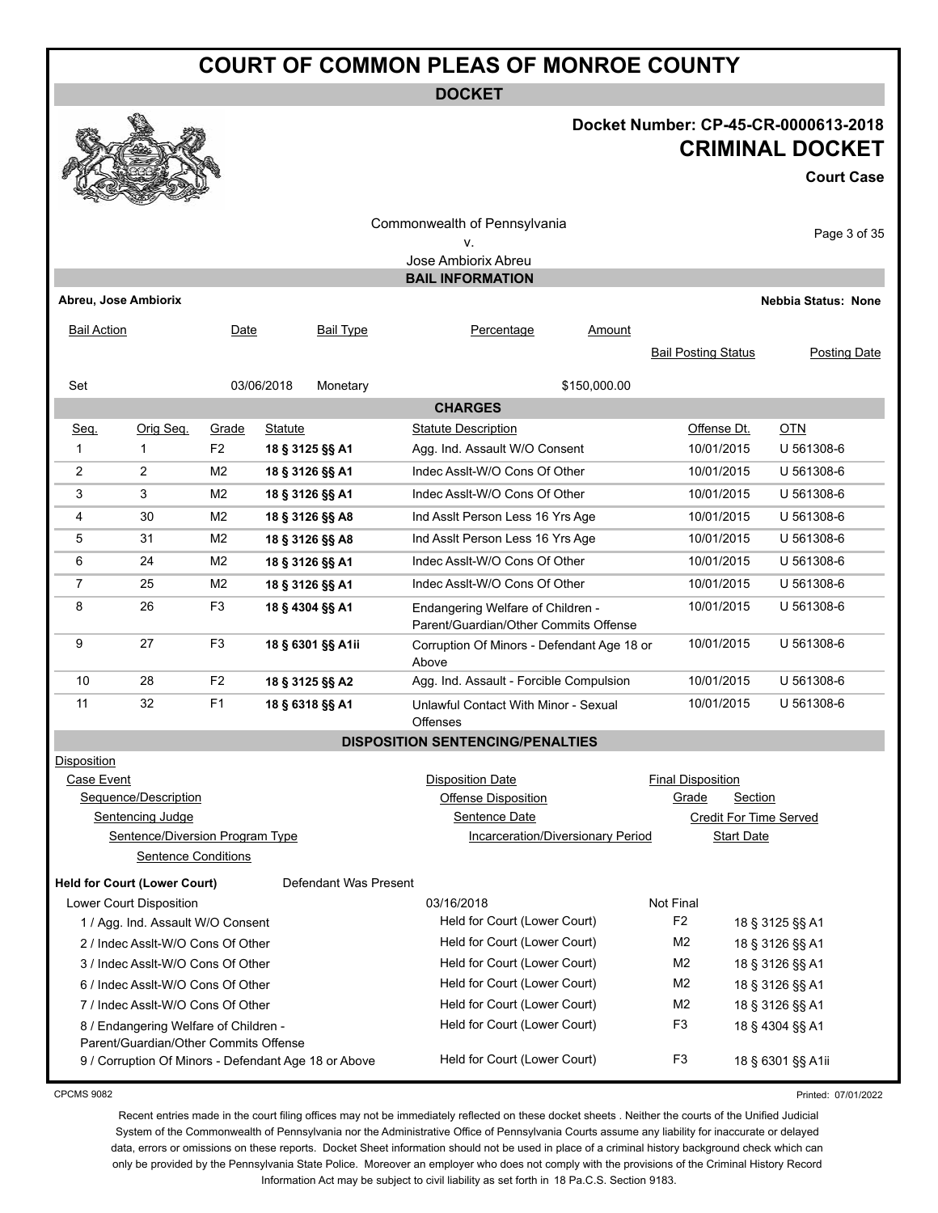# COURT OF COMMON PLEAS OF MONROE COUNTY

## DOCKET

**Docket Number: CP-45-CR-0000613-2018**

**CRIMINAL DOCKET**

**Court Case**

Commonwealth of Pennsylvania
v.
Jose Ambiorix Abreu

## BAIL INFORMATION

**Abreu, Jose Ambiorix** — **Nebbia Status: None**

| Bail Action | Date | Bail Type | Percentage | Amount | Bail Posting Status | Posting Date |
|---|---|---|---|---|---|---|
| Set | 03/06/2018 | Monetary | | $150,000.00 | | |

## CHARGES

| Seq. | Orig Seq. | Grade | Statute | Statute Description | Offense Dt. | OTN |
|---|---|---|---|---|---|---|
| 1 | 1 | F2 | **18 § 3125 §§ A1** | Agg. Ind. Assault W/O Consent | 10/01/2015 | U 561308-6 |
| 2 | 2 | M2 | **18 § 3126 §§ A1** | Indec Asslt-W/O Cons Of Other | 10/01/2015 | U 561308-6 |
| 3 | 3 | M2 | **18 § 3126 §§ A1** | Indec Asslt-W/O Cons Of Other | 10/01/2015 | U 561308-6 |
| 4 | 30 | M2 | **18 § 3126 §§ A8** | Ind Asslt Person Less 16 Yrs Age | 10/01/2015 | U 561308-6 |
| 5 | 31 | M2 | **18 § 3126 §§ A8** | Ind Asslt Person Less 16 Yrs Age | 10/01/2015 | U 561308-6 |
| 6 | 24 | M2 | **18 § 3126 §§ A1** | Indec Asslt-W/O Cons Of Other | 10/01/2015 | U 561308-6 |
| 7 | 25 | M2 | **18 § 3126 §§ A1** | Indec Asslt-W/O Cons Of Other | 10/01/2015 | U 561308-6 |
| 8 | 26 | F3 | **18 § 4304 §§ A1** | Endangering Welfare of Children - Parent/Guardian/Other Commits Offense | 10/01/2015 | U 561308-6 |
| 9 | 27 | F3 | **18 § 6301 §§ A1ii** | Corruption Of Minors - Defendant Age 18 or Above | 10/01/2015 | U 561308-6 |
| 10 | 28 | F2 | **18 § 3125 §§ A2** | Agg. Ind. Assault - Forcible Compulsion | 10/01/2015 | U 561308-6 |
| 11 | 32 | F1 | **18 § 6318 §§ A1** | Unlawful Contact With Minor - Sexual Offenses | 10/01/2015 | U 561308-6 |

## DISPOSITION SENTENCING/PENALTIES

Disposition
- Case Event — Disposition Date — Final Disposition
  - Sequence/Description — Offense Disposition — Grade — Section
    - Sentencing Judge — Sentence Date — Credit For Time Served
      - Sentence/Diversion Program Type — Incarceration/Diversionary Period — Start Date
        - Sentence Conditions

**Held for Court (Lower Court)** — Defendant Was Present

Lower Court Disposition — 03/16/2018 — Not Final

| Sequence/Description | Offense Disposition | Grade | Section |
|---|---|---|---|
| 1 / Agg. Ind. Assault W/O Consent | Held for Court (Lower Court) | F2 | 18 § 3125 §§ A1 |
| 2 / Indec Asslt-W/O Cons Of Other | Held for Court (Lower Court) | M2 | 18 § 3126 §§ A1 |
| 3 / Indec Asslt-W/O Cons Of Other | Held for Court (Lower Court) | M2 | 18 § 3126 §§ A1 |
| 6 / Indec Asslt-W/O Cons Of Other | Held for Court (Lower Court) | M2 | 18 § 3126 §§ A1 |
| 7 / Indec Asslt-W/O Cons Of Other | Held for Court (Lower Court) | M2 | 18 § 3126 §§ A1 |
| 8 / Endangering Welfare of Children - Parent/Guardian/Other Commits Offense | Held for Court (Lower Court) | F3 | 18 § 4304 §§ A1 |
| 9 / Corruption Of Minors - Defendant Age 18 or Above | Held for Court (Lower Court) | F3 | 18 § 6301 §§ A1ii |

CPCMS 9082 — Printed: 07/01/2022

Recent entries made in the court filing offices may not be immediately reflected on these docket sheets . Neither the courts of the Unified Judicial System of the Commonwealth of Pennsylvania nor the Administrative Office of Pennsylvania Courts assume any liability for inaccurate or delayed data, errors or omissions on these reports. Docket Sheet information should not be used in place of a criminal history background check which can only be provided by the Pennsylvania State Police. Moreover an employer who does not comply with the provisions of the Criminal History Record Information Act may be subject to civil liability as set forth in 18 Pa.C.S. Section 9183.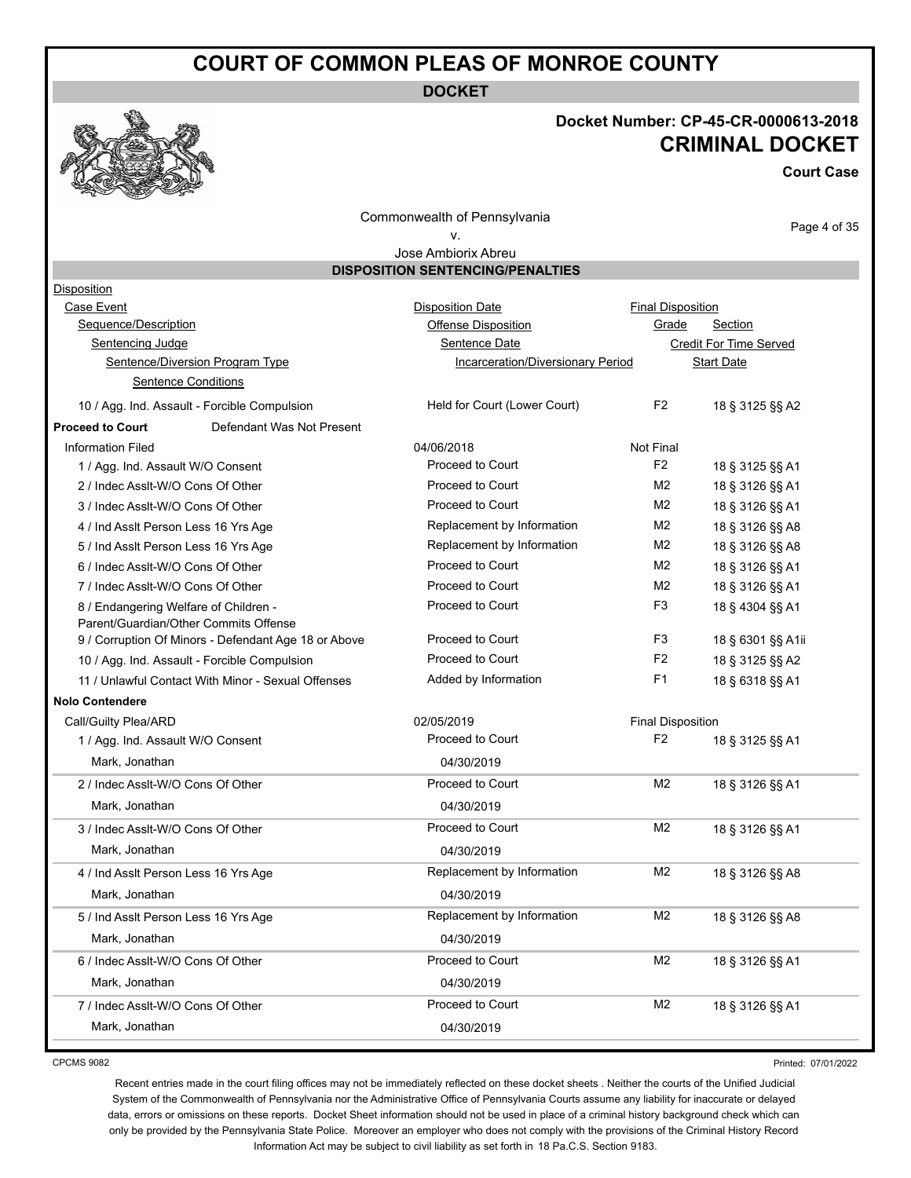# COURT OF COMMON PLEAS OF MONROE COUNTY

**DOCKET**

**Docket Number: CP-45-CR-0000613-2018**

## CRIMINAL DOCKET

**Court Case**

Commonwealth of Pennsylvania
v.
Jose Ambiorix Abreu

### DISPOSITION SENTENCING/PENALTIES

| Disposition | | | |
|---|---|---|---|
| Case Event | Disposition Date | Final Disposition | |
| Sequence/Description | Offense Disposition | Grade | Section |
| Sentencing Judge | Sentence Date | Credit For Time Served | |
| Sentence/Diversion Program Type | Incarceration/Diversionary Period | Start Date | |
| Sentence Conditions | | | |
| 10 / Agg. Ind. Assault - Forcible Compulsion | Held for Court (Lower Court) | F2 | 18 § 3125 §§ A2 |
| **Proceed to Court** Defendant Was Not Present | | | |
| Information Filed | 04/06/2018 | Not Final | |
| 1 / Agg. Ind. Assault W/O Consent | Proceed to Court | F2 | 18 § 3125 §§ A1 |
| 2 / Indec Asslt-W/O Cons Of Other | Proceed to Court | M2 | 18 § 3126 §§ A1 |
| 3 / Indec Asslt-W/O Cons Of Other | Proceed to Court | M2 | 18 § 3126 §§ A1 |
| 4 / Ind Asslt Person Less 16 Yrs Age | Replacement by Information | M2 | 18 § 3126 §§ A8 |
| 5 / Ind Asslt Person Less 16 Yrs Age | Replacement by Information | M2 | 18 § 3126 §§ A8 |
| 6 / Indec Asslt-W/O Cons Of Other | Proceed to Court | M2 | 18 § 3126 §§ A1 |
| 7 / Indec Asslt-W/O Cons Of Other | Proceed to Court | M2 | 18 § 3126 §§ A1 |
| 8 / Endangering Welfare of Children - Parent/Guardian/Other Commits Offense | Proceed to Court | F3 | 18 § 4304 §§ A1 |
| 9 / Corruption Of Minors - Defendant Age 18 or Above | Proceed to Court | F3 | 18 § 6301 §§ A1ii |
| 10 / Agg. Ind. Assault - Forcible Compulsion | Proceed to Court | F2 | 18 § 3125 §§ A2 |
| 11 / Unlawful Contact With Minor - Sexual Offenses | Added by Information | F1 | 18 § 6318 §§ A1 |
| **Nolo Contendere** | | | |
| Call/Guilty Plea/ARD | 02/05/2019 | Final Disposition | |
| 1 / Agg. Ind. Assault W/O Consent | Proceed to Court | F2 | 18 § 3125 §§ A1 |
| Mark, Jonathan | 04/30/2019 | | |
| 2 / Indec Asslt-W/O Cons Of Other | Proceed to Court | M2 | 18 § 3126 §§ A1 |
| Mark, Jonathan | 04/30/2019 | | |
| 3 / Indec Asslt-W/O Cons Of Other | Proceed to Court | M2 | 18 § 3126 §§ A1 |
| Mark, Jonathan | 04/30/2019 | | |
| 4 / Ind Asslt Person Less 16 Yrs Age | Replacement by Information | M2 | 18 § 3126 §§ A8 |
| Mark, Jonathan | 04/30/2019 | | |
| 5 / Ind Asslt Person Less 16 Yrs Age | Replacement by Information | M2 | 18 § 3126 §§ A8 |
| Mark, Jonathan | 04/30/2019 | | |
| 6 / Indec Asslt-W/O Cons Of Other | Proceed to Court | M2 | 18 § 3126 §§ A1 |
| Mark, Jonathan | 04/30/2019 | | |
| 7 / Indec Asslt-W/O Cons Of Other | Proceed to Court | M2 | 18 § 3126 §§ A1 |
| Mark, Jonathan | 04/30/2019 | | |

CPCMS 9082

Printed: 07/01/2022

Recent entries made in the court filing offices may not be immediately reflected on these docket sheets . Neither the courts of the Unified Judicial System of the Commonwealth of Pennsylvania nor the Administrative Office of Pennsylvania Courts assume any liability for inaccurate or delayed data, errors or omissions on these reports. Docket Sheet information should not be used in place of a criminal history background check which can only be provided by the Pennsylvania State Police. Moreover an employer who does not comply with the provisions of the Criminal History Record Information Act may be subject to civil liability as set forth in 18 Pa.C.S. Section 9183.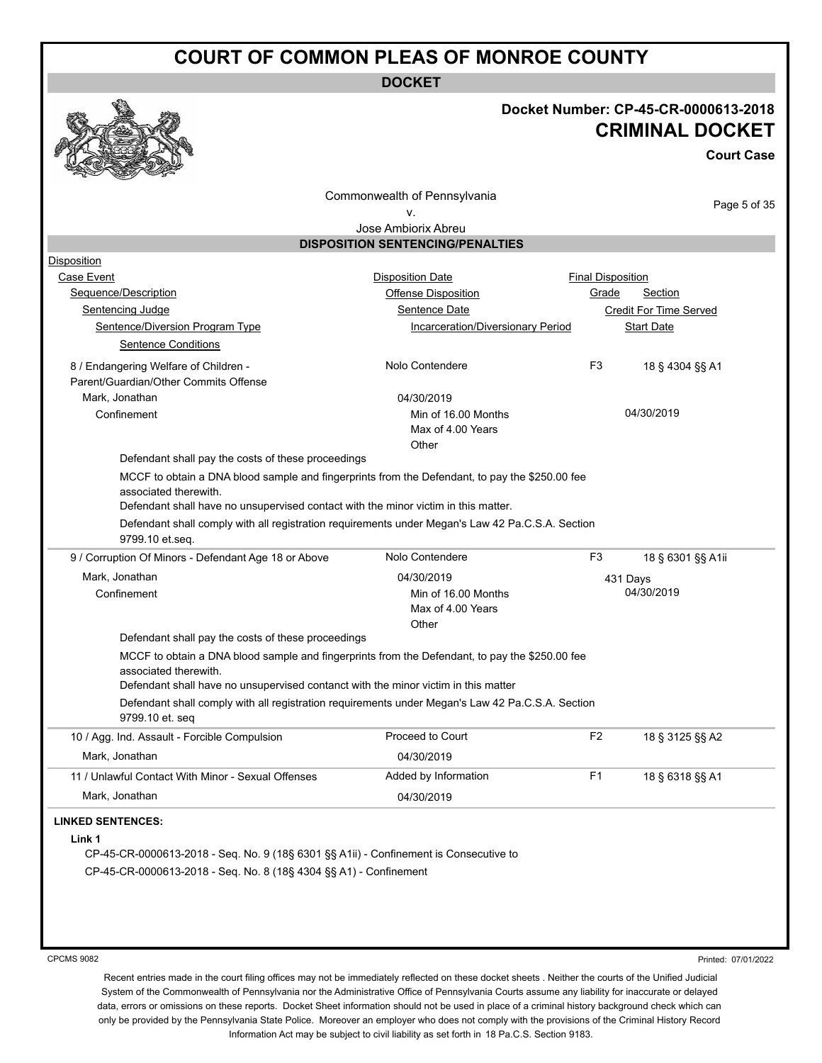# COURT OF COMMON PLEAS OF MONROE COUNTY

**DOCKET**

## Docket Number: CP-45-CR-0000613-2018
## CRIMINAL DOCKET

**Court Case**

Commonwealth of Pennsylvania
v.
Jose Ambiorix Abreu

### DISPOSITION SENTENCING/PENALTIES

Disposition
- Case Event — Disposition Date — Final Disposition
- Sequence/Description — Offense Disposition — Grade — Section
- Sentencing Judge — Sentence Date — Credit For Time Served
- Sentence/Diversion Program Type — Incarceration/Diversionary Period — Start Date
- Sentence Conditions

| Sequence/Description | Offense Disposition | Grade | Section |
|---|---|---|---|
| 8 / Endangering Welfare of Children - Parent/Guardian/Other Commits Offense | Nolo Contendere | F3 | 18 § 4304 §§ A1 |

Mark, Jonathan — 04/30/2019
Confinement — Min of 16.00 Months, Max of 4.00 Years, Other — Start Date: 04/30/2019

Defendant shall pay the costs of these proceedings

MCCF to obtain a DNA blood sample and fingerprints from the Defendant, to pay the $250.00 fee associated therewith.

Defendant shall have no unsupervised contact with the minor victim in this matter.

Defendant shall comply with all registration requirements under Megan's Law 42 Pa.C.S.A. Section 9799.10 et.seq.

| Sequence/Description | Offense Disposition | Grade | Section |
|---|---|---|---|
| 9 / Corruption Of Minors - Defendant Age 18 or Above | Nolo Contendere | F3 | 18 § 6301 §§ A1ii |

Mark, Jonathan — 04/30/2019 — Credit For Time Served: 431 Days
Confinement — Min of 16.00 Months, Max of 4.00 Years, Other — Start Date: 04/30/2019

Defendant shall pay the costs of these proceedings

MCCF to obtain a DNA blood sample and fingerprints from the Defendant, to pay the $250.00 fee associated therewith.

Defendant shall have no unsupervised contanct with the minor victim in this matter

Defendant shall comply with all registration requirements under Megan's Law 42 Pa.C.S.A. Section 9799.10 et. seq

| Sequence/Description | Offense Disposition | Grade | Section |
|---|---|---|---|
| 10 / Agg. Ind. Assault - Forcible Compulsion | Proceed to Court | F2 | 18 § 3125 §§ A2 |
| Mark, Jonathan | 04/30/2019 | | |
| 11 / Unlawful Contact With Minor - Sexual Offenses | Added by Information | F1 | 18 § 6318 §§ A1 |
| Mark, Jonathan | 04/30/2019 | | |

**LINKED SENTENCES:**

**Link 1**

CP-45-CR-0000613-2018 - Seq. No. 9 (18§ 6301 §§ A1ii) - Confinement is Consecutive to
CP-45-CR-0000613-2018 - Seq. No. 8 (18§ 4304 §§ A1) - Confinement

CPCMS 9082

Printed: 07/01/2022

Recent entries made in the court filing offices may not be immediately reflected on these docket sheets . Neither the courts of the Unified Judicial System of the Commonwealth of Pennsylvania nor the Administrative Office of Pennsylvania Courts assume any liability for inaccurate or delayed data, errors or omissions on these reports. Docket Sheet information should not be used in place of a criminal history background check which can only be provided by the Pennsylvania State Police. Moreover an employer who does not comply with the provisions of the Criminal History Record Information Act may be subject to civil liability as set forth in 18 Pa.C.S. Section 9183.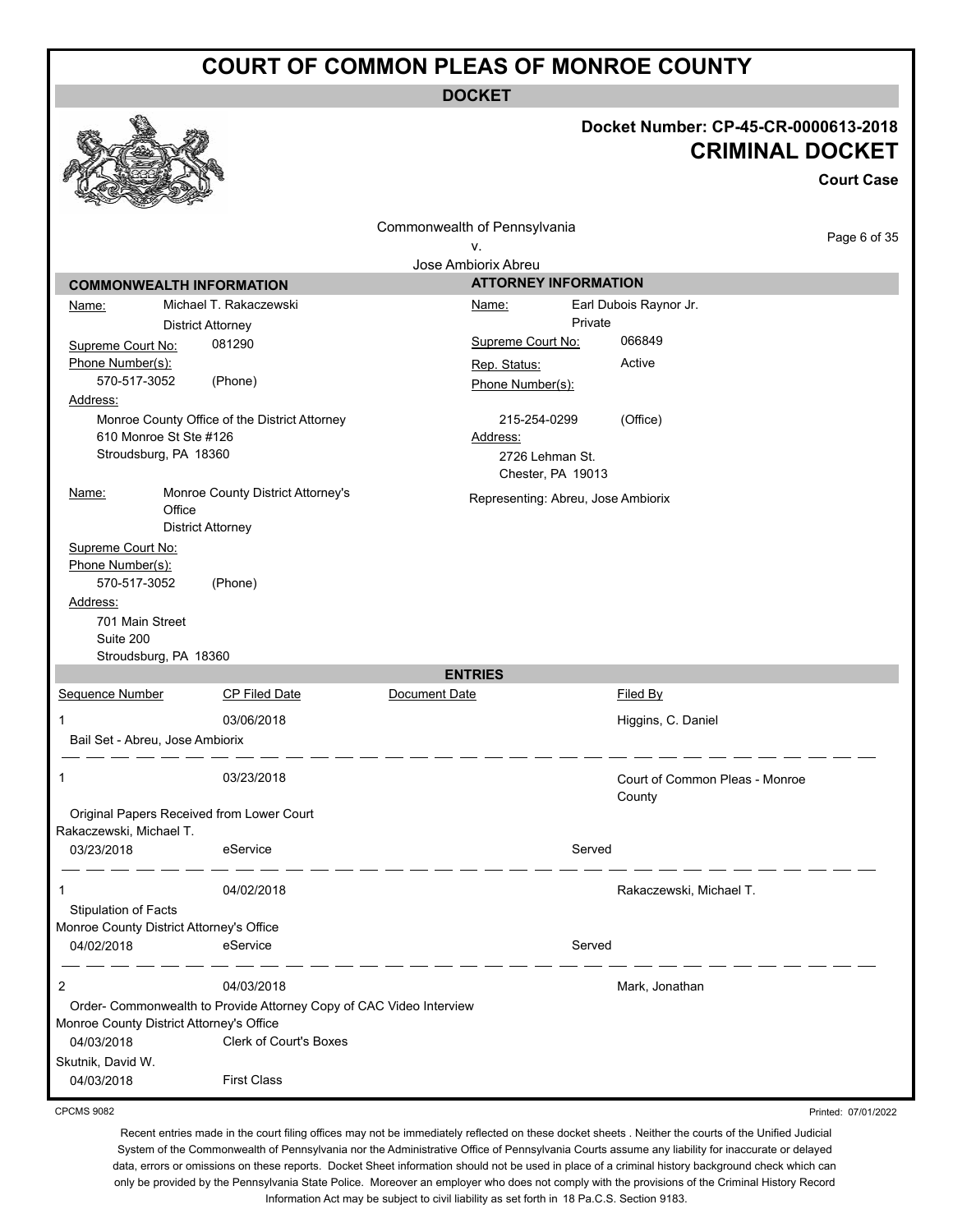# COURT OF COMMON PLEAS OF MONROE COUNTY

**DOCKET**

**Docket Number: CP-45-CR-0000613-2018**

**CRIMINAL DOCKET**

**Court Case**

Commonwealth of Pennsylvania
v.
Jose Ambiorix Abreu

## COMMONWEALTH INFORMATION

Name: Michael T. Rakaczewski
District Attorney
Supreme Court No: 081290
Phone Number(s):
570-517-3052 (Phone)
Address:
Monroe County Office of the District Attorney
610 Monroe St Ste #126
Stroudsburg, PA 18360

Name: Monroe County District Attorney's Office
District Attorney
Supreme Court No:
Phone Number(s):
570-517-3052 (Phone)
Address:
701 Main Street
Suite 200
Stroudsburg, PA 18360

## ATTORNEY INFORMATION

Name: Earl Dubois Raynor Jr.
Private
Supreme Court No: 066849
Rep. Status: Active
Phone Number(s):
215-254-0299 (Office)
Address:
2726 Lehman St.
Chester, PA 19013

Representing: Abreu, Jose Ambiorix

## ENTRIES

| Sequence Number | CP Filed Date | Document Date | Filed By |
|---|---|---|---|
| 1 | 03/06/2018 | | Higgins, C. Daniel |
| Bail Set - Abreu, Jose Ambiorix | | | |
| 1 | 03/23/2018 | | Court of Common Pleas - Monroe County |
| Original Papers Received from Lower Court | | | |
| Rakaczewski, Michael T. | | | |
| 03/23/2018 | eService | | Served |
| 1 | 04/02/2018 | | Rakaczewski, Michael T. |
| Stipulation of Facts | | | |
| Monroe County District Attorney's Office | | | |
| 04/02/2018 | eService | | Served |
| 2 | 04/03/2018 | | Mark, Jonathan |
| Order- Commonwealth to Provide Attorney Copy of CAC Video Interview | | | |
| Monroe County District Attorney's Office | | | |
| 04/03/2018 | Clerk of Court's Boxes | | |
| Skutnik, David W. | | | |
| 04/03/2018 | First Class | | |

CPCMS 9082

Printed: 07/01/2022

Recent entries made in the court filing offices may not be immediately reflected on these docket sheets . Neither the courts of the Unified Judicial System of the Commonwealth of Pennsylvania nor the Administrative Office of Pennsylvania Courts assume any liability for inaccurate or delayed data, errors or omissions on these reports. Docket Sheet information should not be used in place of a criminal history background check which can only be provided by the Pennsylvania State Police. Moreover an employer who does not comply with the provisions of the Criminal History Record Information Act may be subject to civil liability as set forth in 18 Pa.C.S. Section 9183.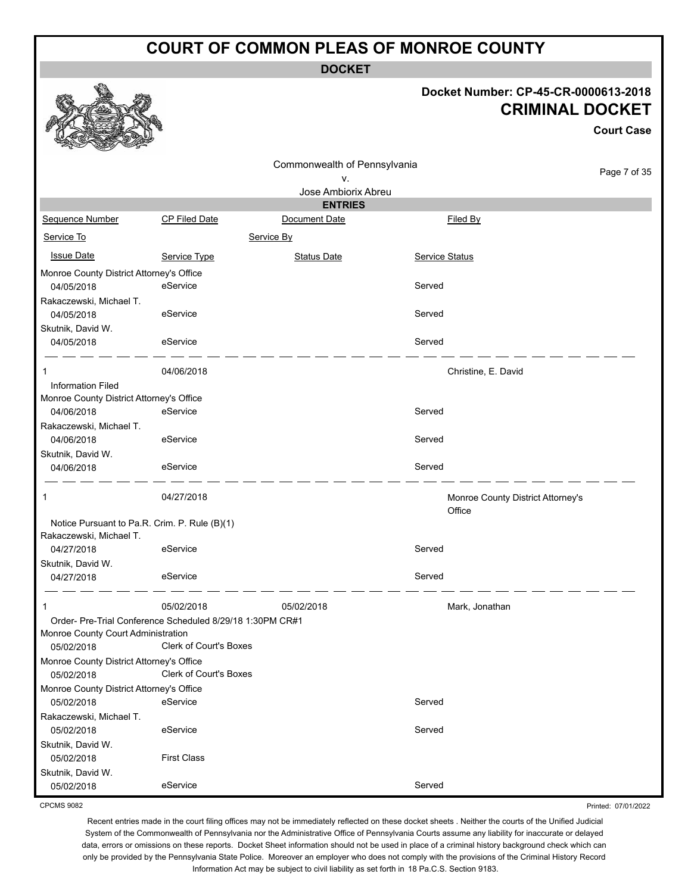# COURT OF COMMON PLEAS OF MONROE COUNTY

## DOCKET

**Docket Number: CP-45-CR-0000613-2018**

**CRIMINAL DOCKET**

**Court Case**

Commonwealth of Pennsylvania
v.
Jose Ambiorix Abreu

### ENTRIES

| Sequence Number | CP Filed Date | Document Date | Filed By |
|---|---|---|---|
| Service To | | Service By | |
| Issue Date | Service Type | Status Date | Service Status |

Monroe County District Attorney's Office
04/05/2018 — eService — Served

Rakaczewski, Michael T.
04/05/2018 — eService — Served

Skutnik, David W.
04/05/2018 — eService — Served

---

**1** — 04/06/2018 — Christine, E. David

Information Filed

| Service To | Issue Date | Service Type | Service Status |
|---|---|---|---|
| Monroe County District Attorney's Office | 04/06/2018 | eService | Served |
| Rakaczewski, Michael T. | 04/06/2018 | eService | Served |
| Skutnik, David W. | 04/06/2018 | eService | Served |

---

**1** — 04/27/2018 — Monroe County District Attorney's Office

Notice Pursuant to Pa.R. Crim. P. Rule (B)(1)

| Service To | Issue Date | Service Type | Service Status |
|---|---|---|---|
| Rakaczewski, Michael T. | 04/27/2018 | eService | Served |
| Skutnik, David W. | 04/27/2018 | eService | Served |

---

**1** — 05/02/2018 — 05/02/2018 — Mark, Jonathan

Order- Pre-Trial Conference Scheduled 8/29/18 1:30PM CR#1

| Service To | Issue Date | Service Type | Service Status |
|---|---|---|---|
| Monroe County Court Administration | 05/02/2018 | Clerk of Court's Boxes | |
| Monroe County District Attorney's Office | 05/02/2018 | Clerk of Court's Boxes | |
| Monroe County District Attorney's Office | 05/02/2018 | eService | Served |
| Rakaczewski, Michael T. | 05/02/2018 | eService | Served |
| Skutnik, David W. | 05/02/2018 | First Class | |
| Skutnik, David W. | 05/02/2018 | eService | Served |

CPCMS 9082

Printed: 07/01/2022

Recent entries made in the court filing offices may not be immediately reflected on these docket sheets . Neither the courts of the Unified Judicial System of the Commonwealth of Pennsylvania nor the Administrative Office of Pennsylvania Courts assume any liability for inaccurate or delayed data, errors or omissions on these reports. Docket Sheet information should not be used in place of a criminal history background check which can only be provided by the Pennsylvania State Police. Moreover an employer who does not comply with the provisions of the Criminal History Record Information Act may be subject to civil liability as set forth in 18 Pa.C.S. Section 9183.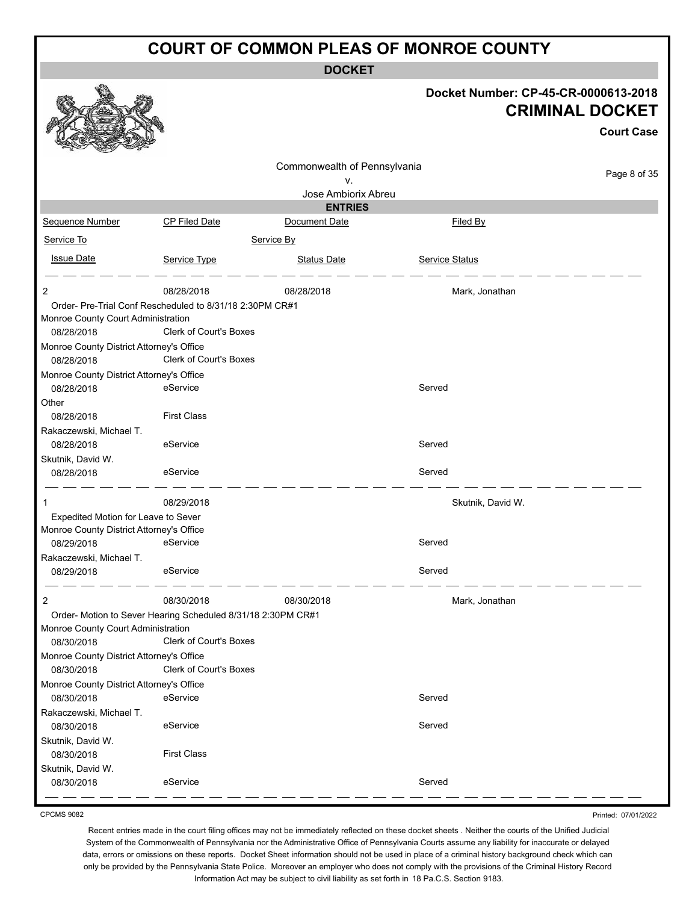# COURT OF COMMON PLEAS OF MONROE COUNTY

**DOCKET**

**Docket Number: CP-45-CR-0000613-2018**

**CRIMINAL DOCKET**

**Court Case**

Commonwealth of Pennsylvania
v.
Jose Ambiorix Abreu

**ENTRIES**

| Sequence Number | CP Filed Date | Document Date | Filed By |
|---|---|---|---|
| Service To | | Service By | |
| Issue Date | Service Type | Status Date | Service Status |

| | | | |
|---|---|---|---|
| 2 | 08/28/2018 | 08/28/2018 | Mark, Jonathan |
| Order- Pre-Trial Conf Rescheduled to 8/31/18 2:30PM CR#1 | | | |
| Monroe County Court Administration | | | |
| 08/28/2018 | Clerk of Court's Boxes | | |
| Monroe County District Attorney's Office | | | |
| 08/28/2018 | Clerk of Court's Boxes | | |
| Monroe County District Attorney's Office | | | |
| 08/28/2018 | eService | | Served |
| Other | | | |
| 08/28/2018 | First Class | | |
| Rakaczewski, Michael T. | | | |
| 08/28/2018 | eService | | Served |
| Skutnik, David W. | | | |
| 08/28/2018 | eService | | Served |

| | | | |
|---|---|---|---|
| 1 | 08/29/2018 | | Skutnik, David W. |
| Expedited Motion for Leave to Sever | | | |
| Monroe County District Attorney's Office | | | |
| 08/29/2018 | eService | | Served |
| Rakaczewski, Michael T. | | | |
| 08/29/2018 | eService | | Served |

| | | | |
|---|---|---|---|
| 2 | 08/30/2018 | 08/30/2018 | Mark, Jonathan |
| Order- Motion to Sever Hearing Scheduled 8/31/18 2:30PM CR#1 | | | |
| Monroe County Court Administration | | | |
| 08/30/2018 | Clerk of Court's Boxes | | |
| Monroe County District Attorney's Office | | | |
| 08/30/2018 | Clerk of Court's Boxes | | |
| Monroe County District Attorney's Office | | | |
| 08/30/2018 | eService | | Served |
| Rakaczewski, Michael T. | | | |
| 08/30/2018 | eService | | Served |
| Skutnik, David W. | | | |
| 08/30/2018 | First Class | | |
| Skutnik, David W. | | | |
| 08/30/2018 | eService | | Served |

CPCMS 9082 Printed: 07/01/2022

Recent entries made in the court filing offices may not be immediately reflected on these docket sheets . Neither the courts of the Unified Judicial System of the Commonwealth of Pennsylvania nor the Administrative Office of Pennsylvania Courts assume any liability for inaccurate or delayed data, errors or omissions on these reports. Docket Sheet information should not be used in place of a criminal history background check which can only be provided by the Pennsylvania State Police. Moreover an employer who does not comply with the provisions of the Criminal History Record Information Act may be subject to civil liability as set forth in 18 Pa.C.S. Section 9183.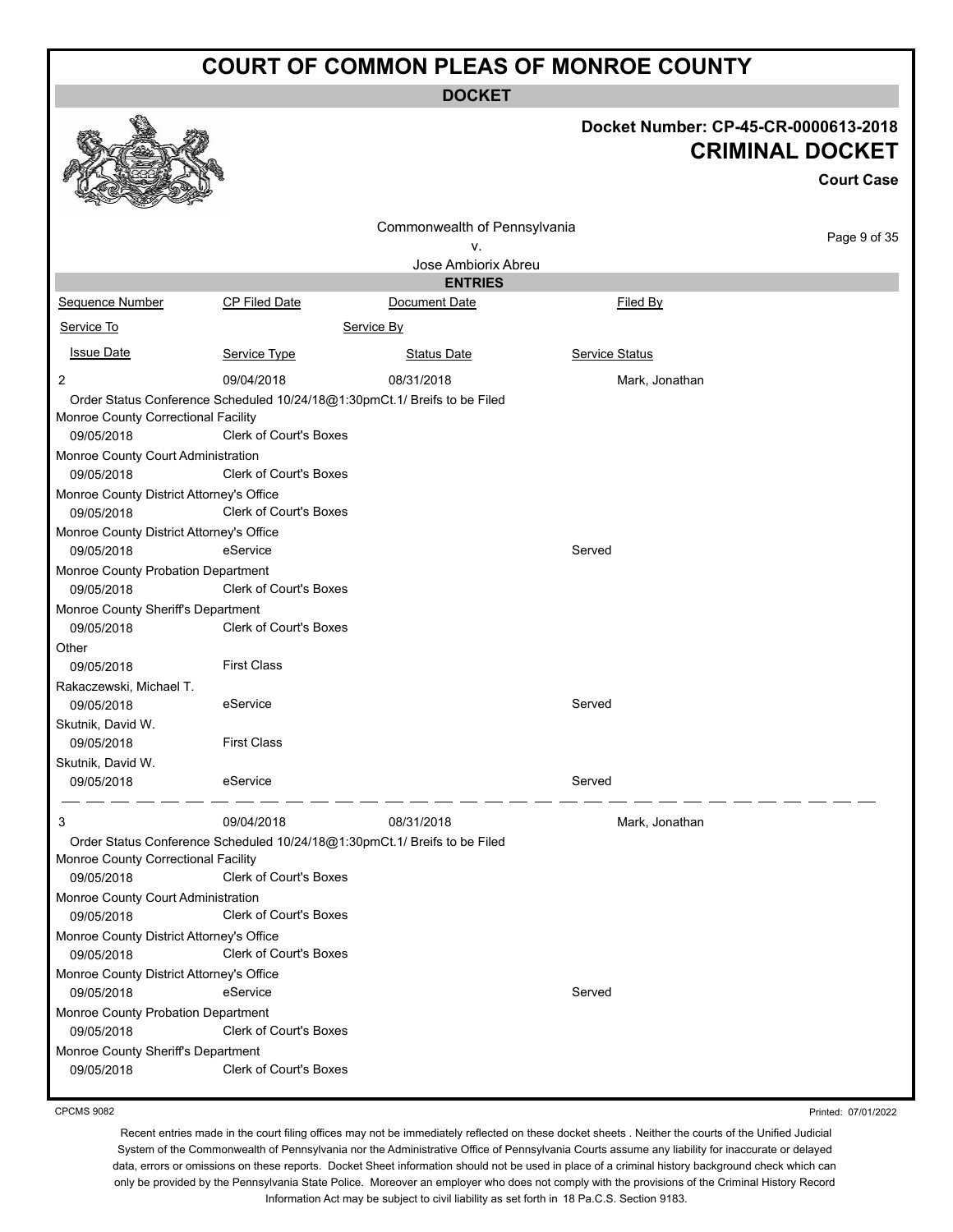# COURT OF COMMON PLEAS OF MONROE COUNTY

**DOCKET**

**Docket Number: CP-45-CR-0000613-2018**

**CRIMINAL DOCKET**

**Court Case**

Commonwealth of Pennsylvania
v.
Jose Ambiorix Abreu

**ENTRIES**

| Sequence Number | CP Filed Date | Document Date | Filed By |
|---|---|---|---|
| Service To | | Service By | |
| Issue Date | Service Type | Status Date | Service Status |
| 2 | 09/04/2018 | 08/31/2018 | Mark, Jonathan |
| Order Status Conference Scheduled 10/24/18@1:30pmCt.1/ Breifs to be Filed | | | |
| Monroe County Correctional Facility | | | |
| 09/05/2018 | Clerk of Court's Boxes | | |
| Monroe County Court Administration | | | |
| 09/05/2018 | Clerk of Court's Boxes | | |
| Monroe County District Attorney's Office | | | |
| 09/05/2018 | Clerk of Court's Boxes | | |
| Monroe County District Attorney's Office | | | |
| 09/05/2018 | eService | | Served |
| Monroe County Probation Department | | | |
| 09/05/2018 | Clerk of Court's Boxes | | |
| Monroe County Sheriff's Department | | | |
| 09/05/2018 | Clerk of Court's Boxes | | |
| Other | | | |
| 09/05/2018 | First Class | | |
| Rakaczewski, Michael T. | | | |
| 09/05/2018 | eService | | Served |
| Skutnik, David W. | | | |
| 09/05/2018 | First Class | | |
| Skutnik, David W. | | | |
| 09/05/2018 | eService | | Served |
| 3 | 09/04/2018 | 08/31/2018 | Mark, Jonathan |
| Order Status Conference Scheduled 10/24/18@1:30pmCt.1/ Breifs to be Filed | | | |
| Monroe County Correctional Facility | | | |
| 09/05/2018 | Clerk of Court's Boxes | | |
| Monroe County Court Administration | | | |
| 09/05/2018 | Clerk of Court's Boxes | | |
| Monroe County District Attorney's Office | | | |
| 09/05/2018 | Clerk of Court's Boxes | | |
| Monroe County District Attorney's Office | | | |
| 09/05/2018 | eService | | Served |
| Monroe County Probation Department | | | |
| 09/05/2018 | Clerk of Court's Boxes | | |
| Monroe County Sheriff's Department | | | |
| 09/05/2018 | Clerk of Court's Boxes | | |

CPCMS 9082

Printed: 07/01/2022

Recent entries made in the court filing offices may not be immediately reflected on these docket sheets . Neither the courts of the Unified Judicial System of the Commonwealth of Pennsylvania nor the Administrative Office of Pennsylvania Courts assume any liability for inaccurate or delayed data, errors or omissions on these reports. Docket Sheet information should not be used in place of a criminal history background check which can only be provided by the Pennsylvania State Police. Moreover an employer who does not comply with the provisions of the Criminal History Record Information Act may be subject to civil liability as set forth in 18 Pa.C.S. Section 9183.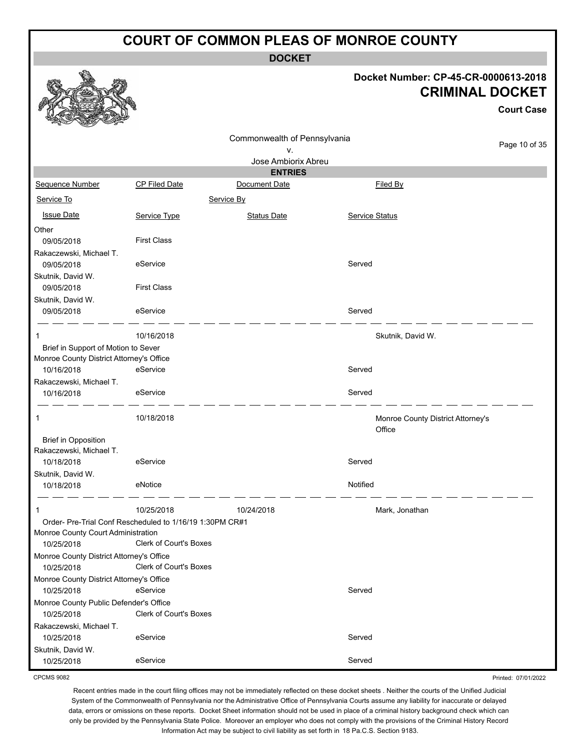# COURT OF COMMON PLEAS OF MONROE COUNTY

**DOCKET**

**Docket Number: CP-45-CR-0000613-2018**

## CRIMINAL DOCKET

**Court Case**

Commonwealth of Pennsylvania
v.
Jose Ambiorix Abreu

**ENTRIES**

| Sequence Number | CP Filed Date | Document Date | Filed By |
|---|---|---|---|
| Service To | | Service By | |
| Issue Date | Service Type | Status Date | Service Status |
| Other | | | |
| 09/05/2018 | First Class | | |
| Rakaczewski, Michael T. | | | |
| 09/05/2018 | eService | | Served |
| Skutnik, David W. | | | |
| 09/05/2018 | First Class | | |
| Skutnik, David W. | | | |
| 09/05/2018 | eService | | Served |
| 1 | 10/16/2018 | | Skutnik, David W. |
| Brief in Support of Motion to Sever | | | |
| Monroe County District Attorney's Office | | | |
| 10/16/2018 | eService | | Served |
| Rakaczewski, Michael T. | | | |
| 10/16/2018 | eService | | Served |
| 1 | 10/18/2018 | | Monroe County District Attorney's Office |
| Brief in Opposition | | | |
| Rakaczewski, Michael T. | | | |
| 10/18/2018 | eService | | Served |
| Skutnik, David W. | | | |
| 10/18/2018 | eNotice | | Notified |
| 1 | 10/25/2018 | 10/24/2018 | Mark, Jonathan |
| Order- Pre-Trial Conf Rescheduled to 1/16/19 1:30PM CR#1 | | | |
| Monroe County Court Administration | | | |
| 10/25/2018 | Clerk of Court's Boxes | | |
| Monroe County District Attorney's Office | | | |
| 10/25/2018 | Clerk of Court's Boxes | | |
| Monroe County District Attorney's Office | | | |
| 10/25/2018 | eService | | Served |
| Monroe County Public Defender's Office | | | |
| 10/25/2018 | Clerk of Court's Boxes | | |
| Rakaczewski, Michael T. | | | |
| 10/25/2018 | eService | | Served |
| Skutnik, David W. | | | |
| 10/25/2018 | eService | | Served |

CPCMS 9082

Printed: 07/01/2022

Recent entries made in the court filing offices may not be immediately reflected on these docket sheets . Neither the courts of the Unified Judicial System of the Commonwealth of Pennsylvania nor the Administrative Office of Pennsylvania Courts assume any liability for inaccurate or delayed data, errors or omissions on these reports. Docket Sheet information should not be used in place of a criminal history background check which can only be provided by the Pennsylvania State Police. Moreover an employer who does not comply with the provisions of the Criminal History Record Information Act may be subject to civil liability as set forth in 18 Pa.C.S. Section 9183.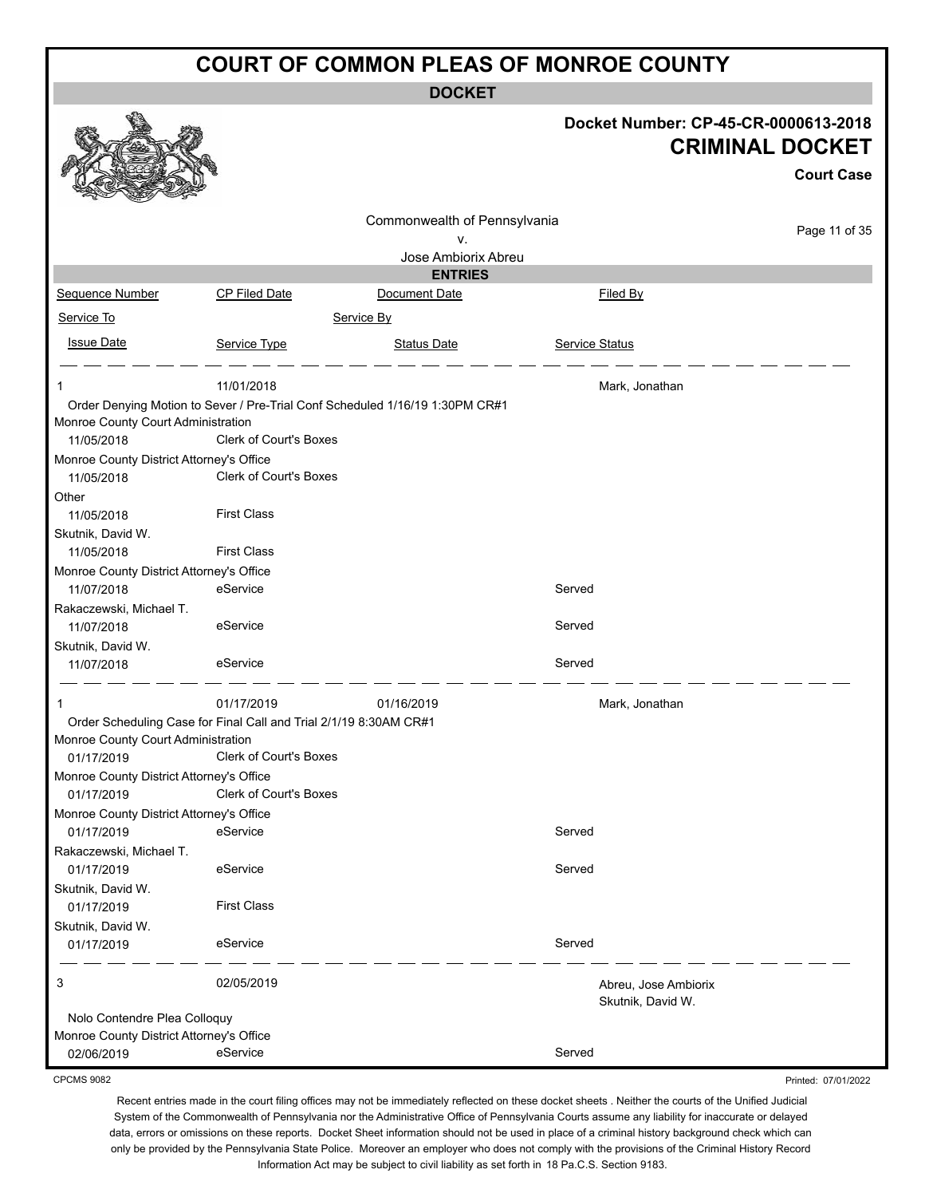# COURT OF COMMON PLEAS OF MONROE COUNTY

## DOCKET

**Docket Number: CP-45-CR-0000613-2018**

**CRIMINAL DOCKET**

**Court Case**

Commonwealth of Pennsylvania
v.
Jose Ambiorix Abreu

## ENTRIES

| Sequence Number | CP Filed Date | Document Date | Filed By |
|---|---|---|---|
| Service To | | Service By | |
| Issue Date | Service Type | Status Date | Service Status |

---

| | | | |
|---|---|---|---|
| 1 | 11/01/2018 | | Mark, Jonathan |
| Order Denying Motion to Sever / Pre-Trial Conf Scheduled 1/16/19 1:30PM CR#1 | | | |
| Monroe County Court Administration | | | |
| 11/05/2018 | Clerk of Court's Boxes | | |
| Monroe County District Attorney's Office | | | |
| 11/05/2018 | Clerk of Court's Boxes | | |
| Other | | | |
| 11/05/2018 | First Class | | |
| Skutnik, David W. | | | |
| 11/05/2018 | First Class | | |
| Monroe County District Attorney's Office | | | |
| 11/07/2018 | eService | | Served |
| Rakaczewski, Michael T. | | | |
| 11/07/2018 | eService | | Served |
| Skutnik, David W. | | | |
| 11/07/2018 | eService | | Served |

---

| | | | |
|---|---|---|---|
| 1 | 01/17/2019 | 01/16/2019 | Mark, Jonathan |
| Order Scheduling Case for Final Call and Trial 2/1/19 8:30AM CR#1 | | | |
| Monroe County Court Administration | | | |
| 01/17/2019 | Clerk of Court's Boxes | | |
| Monroe County District Attorney's Office | | | |
| 01/17/2019 | Clerk of Court's Boxes | | |
| Monroe County District Attorney's Office | | | |
| 01/17/2019 | eService | | Served |
| Rakaczewski, Michael T. | | | |
| 01/17/2019 | eService | | Served |
| Skutnik, David W. | | | |
| 01/17/2019 | First Class | | |
| Skutnik, David W. | | | |
| 01/17/2019 | eService | | Served |

---

| | | | |
|---|---|---|---|
| 3 | 02/05/2019 | | Abreu, Jose Ambiorix<br>Skutnik, David W. |
| Nolo Contendre Plea Colloquy | | | |
| Monroe County District Attorney's Office | | | |
| 02/06/2019 | eService | | Served |

CPCMS 9082

Printed: 07/01/2022

Recent entries made in the court filing offices may not be immediately reflected on these docket sheets . Neither the courts of the Unified Judicial System of the Commonwealth of Pennsylvania nor the Administrative Office of Pennsylvania Courts assume any liability for inaccurate or delayed data, errors or omissions on these reports. Docket Sheet information should not be used in place of a criminal history background check which can only be provided by the Pennsylvania State Police. Moreover an employer who does not comply with the provisions of the Criminal History Record Information Act may be subject to civil liability as set forth in 18 Pa.C.S. Section 9183.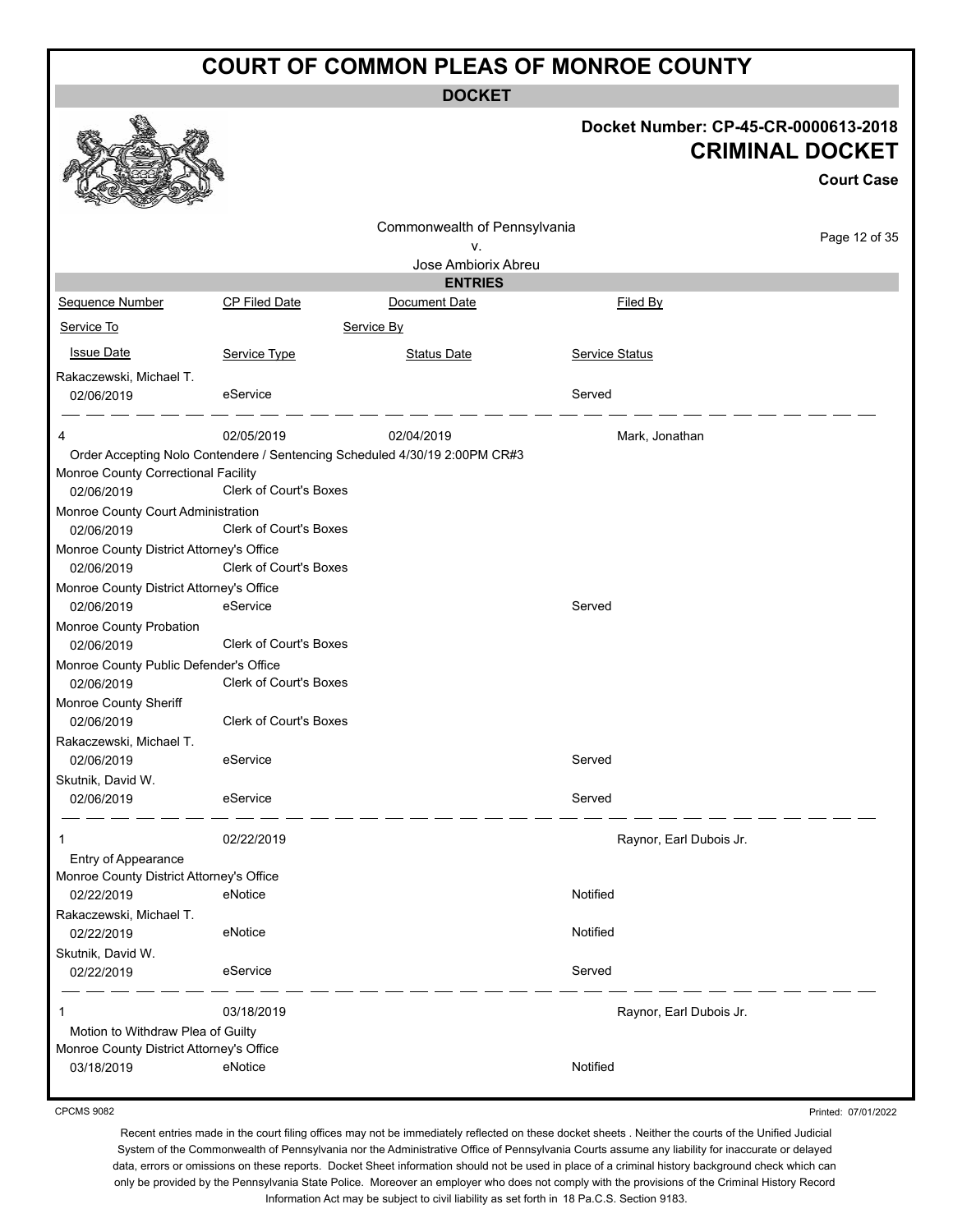# COURT OF COMMON PLEAS OF MONROE COUNTY

**DOCKET**

**Docket Number: CP-45-CR-0000613-2018**

**CRIMINAL DOCKET**

**Court Case**

Commonwealth of Pennsylvania
v.
Jose Ambiorix Abreu

**ENTRIES**

| Sequence Number | CP Filed Date | Document Date | Filed By |
|---|---|---|---|
| Service To | | Service By | |
| Issue Date | Service Type | Status Date | Service Status |
| Rakaczewski, Michael T. | | | |
| 02/06/2019 | eService | | Served |
| 4 | 02/05/2019 | 02/04/2019 | Mark, Jonathan |
| Order Accepting Nolo Contendere / Sentencing Scheduled 4/30/19 2:00PM CR#3 | | | |
| Monroe County Correctional Facility | | | |
| 02/06/2019 | Clerk of Court's Boxes | | |
| Monroe County Court Administration | | | |
| 02/06/2019 | Clerk of Court's Boxes | | |
| Monroe County District Attorney's Office | | | |
| 02/06/2019 | Clerk of Court's Boxes | | |
| Monroe County District Attorney's Office | | | |
| 02/06/2019 | eService | | Served |
| Monroe County Probation | | | |
| 02/06/2019 | Clerk of Court's Boxes | | |
| Monroe County Public Defender's Office | | | |
| 02/06/2019 | Clerk of Court's Boxes | | |
| Monroe County Sheriff | | | |
| 02/06/2019 | Clerk of Court's Boxes | | |
| Rakaczewski, Michael T. | | | |
| 02/06/2019 | eService | | Served |
| Skutnik, David W. | | | |
| 02/06/2019 | eService | | Served |
| 1 | 02/22/2019 | | Raynor, Earl Dubois Jr. |
| Entry of Appearance | | | |
| Monroe County District Attorney's Office | | | |
| 02/22/2019 | eNotice | | Notified |
| Rakaczewski, Michael T. | | | |
| 02/22/2019 | eNotice | | Notified |
| Skutnik, David W. | | | |
| 02/22/2019 | eService | | Served |
| 1 | 03/18/2019 | | Raynor, Earl Dubois Jr. |
| Motion to Withdraw Plea of Guilty | | | |
| Monroe County District Attorney's Office | | | |
| 03/18/2019 | eNotice | | Notified |

CPCMS 9082 Printed: 07/01/2022

Recent entries made in the court filing offices may not be immediately reflected on these docket sheets . Neither the courts of the Unified Judicial System of the Commonwealth of Pennsylvania nor the Administrative Office of Pennsylvania Courts assume any liability for inaccurate or delayed data, errors or omissions on these reports. Docket Sheet information should not be used in place of a criminal history background check which can only be provided by the Pennsylvania State Police. Moreover an employer who does not comply with the provisions of the Criminal History Record Information Act may be subject to civil liability as set forth in 18 Pa.C.S. Section 9183.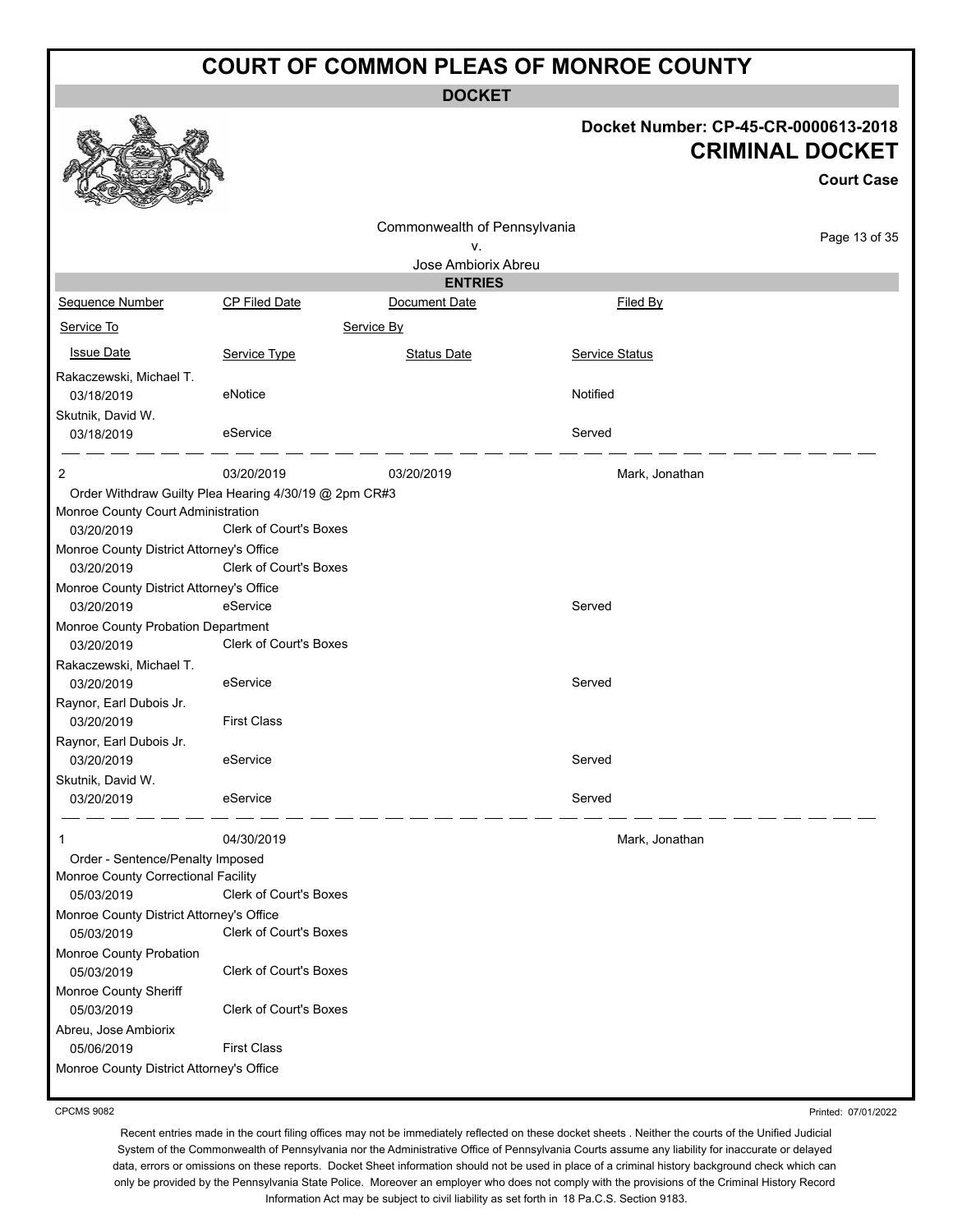# COURT OF COMMON PLEAS OF MONROE COUNTY

**DOCKET**

**Docket Number: CP-45-CR-0000613-2018**

**CRIMINAL DOCKET**

**Court Case**

Commonwealth of Pennsylvania
v.
Jose Ambiorix Abreu

**ENTRIES**

| Sequence Number | CP Filed Date | Document Date | Filed By |
|---|---|---|---|
| Service To | | Service By | |
| Issue Date | Service Type | Status Date | Service Status |
| Rakaczewski, Michael T. | | | |
| 03/18/2019 | eNotice | | Notified |
| Skutnik, David W. | | | |
| 03/18/2019 | eService | | Served |
| 2 | 03/20/2019 | 03/20/2019 | Mark, Jonathan |
| Order Withdraw Guilty Plea Hearing 4/30/19 @ 2pm CR#3 | | | |
| Monroe County Court Administration | | | |
| 03/20/2019 | Clerk of Court's Boxes | | |
| Monroe County District Attorney's Office | | | |
| 03/20/2019 | Clerk of Court's Boxes | | |
| Monroe County District Attorney's Office | | | |
| 03/20/2019 | eService | | Served |
| Monroe County Probation Department | | | |
| 03/20/2019 | Clerk of Court's Boxes | | |
| Rakaczewski, Michael T. | | | |
| 03/20/2019 | eService | | Served |
| Raynor, Earl Dubois Jr. | | | |
| 03/20/2019 | First Class | | |
| Raynor, Earl Dubois Jr. | | | |
| 03/20/2019 | eService | | Served |
| Skutnik, David W. | | | |
| 03/20/2019 | eService | | Served |
| 1 | 04/30/2019 | | Mark, Jonathan |
| Order - Sentence/Penalty Imposed | | | |
| Monroe County Correctional Facility | | | |
| 05/03/2019 | Clerk of Court's Boxes | | |
| Monroe County District Attorney's Office | | | |
| 05/03/2019 | Clerk of Court's Boxes | | |
| Monroe County Probation | | | |
| 05/03/2019 | Clerk of Court's Boxes | | |
| Monroe County Sheriff | | | |
| 05/03/2019 | Clerk of Court's Boxes | | |
| Abreu, Jose Ambiorix | | | |
| 05/06/2019 | First Class | | |
| Monroe County District Attorney's Office | | | |

CPCMS 9082

Printed: 07/01/2022

Recent entries made in the court filing offices may not be immediately reflected on these docket sheets . Neither the courts of the Unified Judicial System of the Commonwealth of Pennsylvania nor the Administrative Office of Pennsylvania Courts assume any liability for inaccurate or delayed data, errors or omissions on these reports. Docket Sheet information should not be used in place of a criminal history background check which can only be provided by the Pennsylvania State Police. Moreover an employer who does not comply with the provisions of the Criminal History Record Information Act may be subject to civil liability as set forth in 18 Pa.C.S. Section 9183.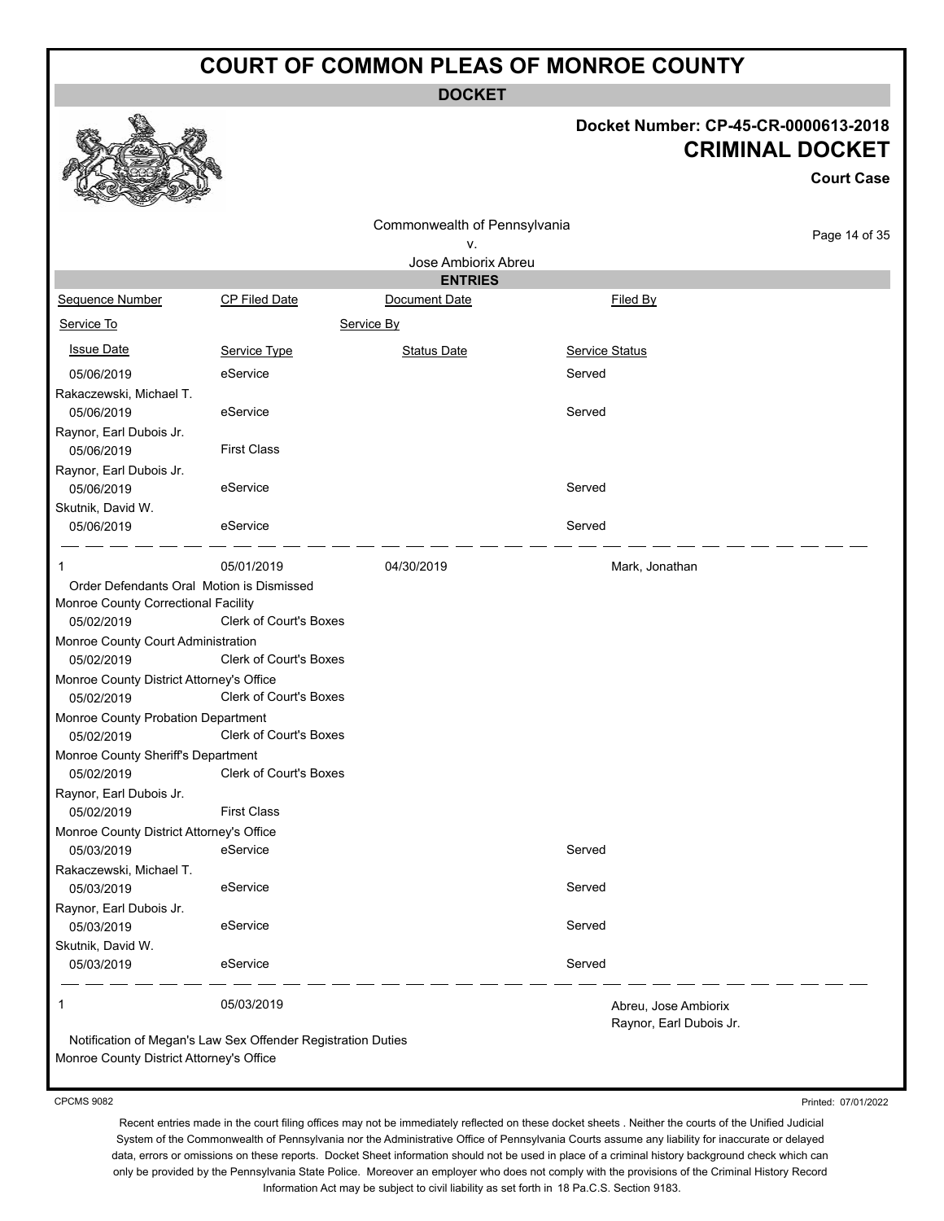# COURT OF COMMON PLEAS OF MONROE COUNTY

**DOCKET**

**Docket Number: CP-45-CR-0000613-2018**

**CRIMINAL DOCKET**

**Court Case**

Commonwealth of Pennsylvania
v.
Jose Ambiorix Abreu

**ENTRIES**

| Sequence Number | CP Filed Date | Document Date | Filed By |
|---|---|---|---|
| Service To | | Service By | |
| Issue Date | Service Type | Status Date | Service Status |
| 05/06/2019 | eService | | Served |
| Rakaczewski, Michael T. | | | |
| 05/06/2019 | eService | | Served |
| Raynor, Earl Dubois Jr. | | | |
| 05/06/2019 | First Class | | |
| Raynor, Earl Dubois Jr. | | | |
| 05/06/2019 | eService | | Served |
| Skutnik, David W. | | | |
| 05/06/2019 | eService | | Served |
| 1 | 05/01/2019 | 04/30/2019 | Mark, Jonathan |
| Order Defendants Oral Motion is Dismissed | | | |
| Monroe County Correctional Facility | | | |
| 05/02/2019 | Clerk of Court's Boxes | | |
| Monroe County Court Administration | | | |
| 05/02/2019 | Clerk of Court's Boxes | | |
| Monroe County District Attorney's Office | | | |
| 05/02/2019 | Clerk of Court's Boxes | | |
| Monroe County Probation Department | | | |
| 05/02/2019 | Clerk of Court's Boxes | | |
| Monroe County Sheriff's Department | | | |
| 05/02/2019 | Clerk of Court's Boxes | | |
| Raynor, Earl Dubois Jr. | | | |
| 05/02/2019 | First Class | | |
| Monroe County District Attorney's Office | | | |
| 05/03/2019 | eService | | Served |
| Rakaczewski, Michael T. | | | |
| 05/03/2019 | eService | | Served |
| Raynor, Earl Dubois Jr. | | | |
| 05/03/2019 | eService | | Served |
| Skutnik, David W. | | | |
| 05/03/2019 | eService | | Served |
| 1 | 05/03/2019 | | Abreu, Jose Ambiorix<br>Raynor, Earl Dubois Jr. |
| Notification of Megan's Law Sex Offender Registration Duties | | | |
| Monroe County District Attorney's Office | | | |

CPCMS 9082

Printed: 07/01/2022

Recent entries made in the court filing offices may not be immediately reflected on these docket sheets . Neither the courts of the Unified Judicial System of the Commonwealth of Pennsylvania nor the Administrative Office of Pennsylvania Courts assume any liability for inaccurate or delayed data, errors or omissions on these reports. Docket Sheet information should not be used in place of a criminal history background check which can only be provided by the Pennsylvania State Police. Moreover an employer who does not comply with the provisions of the Criminal History Record Information Act may be subject to civil liability as set forth in 18 Pa.C.S. Section 9183.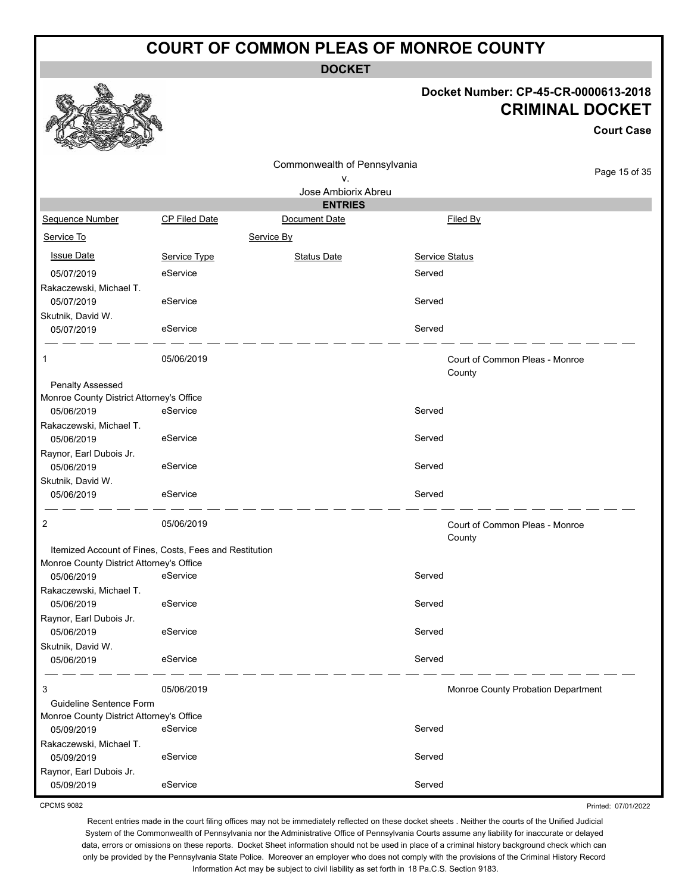# COURT OF COMMON PLEAS OF MONROE COUNTY

**DOCKET**

**Docket Number: CP-45-CR-0000613-2018**

**CRIMINAL DOCKET**

**Court Case**

Commonwealth of Pennsylvania
v.
Jose Ambiorix Abreu

**ENTRIES**

| Sequence Number | CP Filed Date | Document Date | Filed By |
|---|---|---|---|
| Service To | | Service By | |
| Issue Date | Service Type | Status Date | Service Status |

| | | | |
|---|---|---|---|
| 05/07/2019 | eService | | Served |
| Rakaczewski, Michael T. | | | |
| 05/07/2019 | eService | | Served |
| Skutnik, David W. | | | |
| 05/07/2019 | eService | | Served |

| | | | |
|---|---|---|---|
| 1 | 05/06/2019 | | Court of Common Pleas - Monroe County |
| Penalty Assessed | | | |
| Monroe County District Attorney's Office | | | |
| 05/06/2019 | eService | | Served |
| Rakaczewski, Michael T. | | | |
| 05/06/2019 | eService | | Served |
| Raynor, Earl Dubois Jr. | | | |
| 05/06/2019 | eService | | Served |
| Skutnik, David W. | | | |
| 05/06/2019 | eService | | Served |

| | | | |
|---|---|---|---|
| 2 | 05/06/2019 | | Court of Common Pleas - Monroe County |
| Itemized Account of Fines, Costs, Fees and Restitution | | | |
| Monroe County District Attorney's Office | | | |
| 05/06/2019 | eService | | Served |
| Rakaczewski, Michael T. | | | |
| 05/06/2019 | eService | | Served |
| Raynor, Earl Dubois Jr. | | | |
| 05/06/2019 | eService | | Served |
| Skutnik, David W. | | | |
| 05/06/2019 | eService | | Served |

| | | | |
|---|---|---|---|
| 3 | 05/06/2019 | | Monroe County Probation Department |
| Guideline Sentence Form | | | |
| Monroe County District Attorney's Office | | | |
| 05/09/2019 | eService | | Served |
| Rakaczewski, Michael T. | | | |
| 05/09/2019 | eService | | Served |
| Raynor, Earl Dubois Jr. | | | |
| 05/09/2019 | eService | | Served |

CPCMS 9082

Printed: 07/01/2022

Recent entries made in the court filing offices may not be immediately reflected on these docket sheets . Neither the courts of the Unified Judicial System of the Commonwealth of Pennsylvania nor the Administrative Office of Pennsylvania Courts assume any liability for inaccurate or delayed data, errors or omissions on these reports. Docket Sheet information should not be used in place of a criminal history background check which can only be provided by the Pennsylvania State Police. Moreover an employer who does not comply with the provisions of the Criminal History Record Information Act may be subject to civil liability as set forth in 18 Pa.C.S. Section 9183.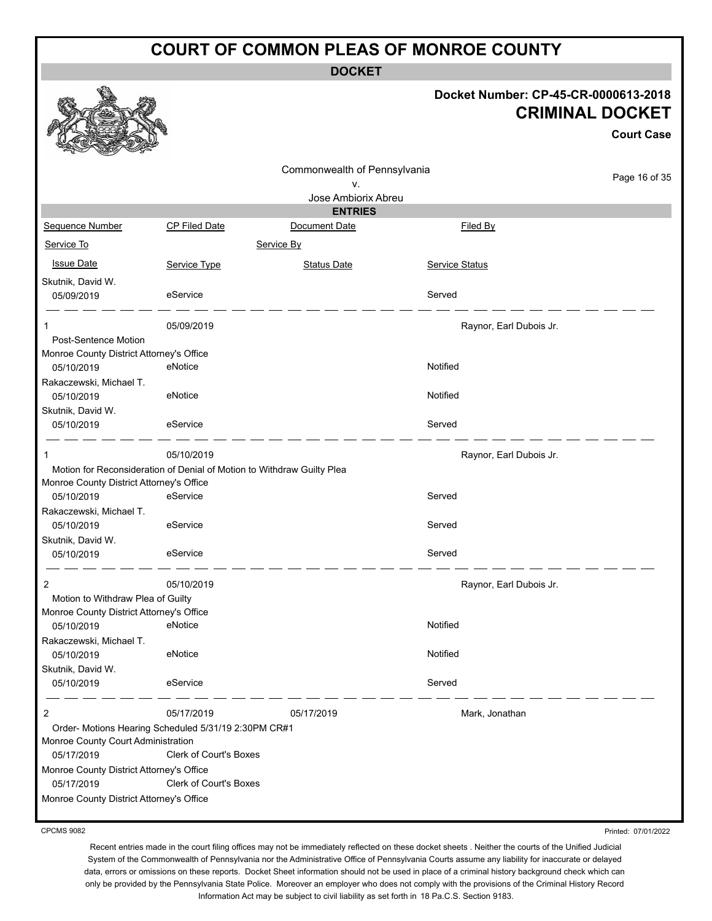# COURT OF COMMON PLEAS OF MONROE COUNTY

## DOCKET

**Docket Number: CP-45-CR-0000613-2018**

**CRIMINAL DOCKET**

**Court Case**

Commonwealth of Pennsylvania
v.
Jose Ambiorix Abreu

### ENTRIES

| Sequence Number | CP Filed Date | Document Date | Filed By |
|---|---|---|---|
| Service To | | Service By | |
| Issue Date | Service Type | Status Date | Service Status |
| Skutnik, David W. | | | |
| 05/09/2019 | eService | | Served |
| 1 | 05/09/2019 | | Raynor, Earl Dubois Jr. |
| Post-Sentence Motion | | | |
| Monroe County District Attorney's Office | | | |
| 05/10/2019 | eNotice | | Notified |
| Rakaczewski, Michael T. | | | |
| 05/10/2019 | eNotice | | Notified |
| Skutnik, David W. | | | |
| 05/10/2019 | eService | | Served |
| 1 | 05/10/2019 | | Raynor, Earl Dubois Jr. |
| Motion for Reconsideration of Denial of Motion to Withdraw Guilty Plea | | | |
| Monroe County District Attorney's Office | | | |
| 05/10/2019 | eService | | Served |
| Rakaczewski, Michael T. | | | |
| 05/10/2019 | eService | | Served |
| Skutnik, David W. | | | |
| 05/10/2019 | eService | | Served |
| 2 | 05/10/2019 | | Raynor, Earl Dubois Jr. |
| Motion to Withdraw Plea of Guilty | | | |
| Monroe County District Attorney's Office | | | |
| 05/10/2019 | eNotice | | Notified |
| Rakaczewski, Michael T. | | | |
| 05/10/2019 | eNotice | | Notified |
| Skutnik, David W. | | | |
| 05/10/2019 | eService | | Served |
| 2 | 05/17/2019 | 05/17/2019 | Mark, Jonathan |
| Order- Motions Hearing Scheduled 5/31/19 2:30PM CR#1 | | | |
| Monroe County Court Administration | | | |
| 05/17/2019 | Clerk of Court's Boxes | | |
| Monroe County District Attorney's Office | | | |
| 05/17/2019 | Clerk of Court's Boxes | | |
| Monroe County District Attorney's Office | | | |

CPCMS 9082

Printed: 07/01/2022

Recent entries made in the court filing offices may not be immediately reflected on these docket sheets . Neither the courts of the Unified Judicial System of the Commonwealth of Pennsylvania nor the Administrative Office of Pennsylvania Courts assume any liability for inaccurate or delayed data, errors or omissions on these reports. Docket Sheet information should not be used in place of a criminal history background check which can only be provided by the Pennsylvania State Police. Moreover an employer who does not comply with the provisions of the Criminal History Record Information Act may be subject to civil liability as set forth in 18 Pa.C.S. Section 9183.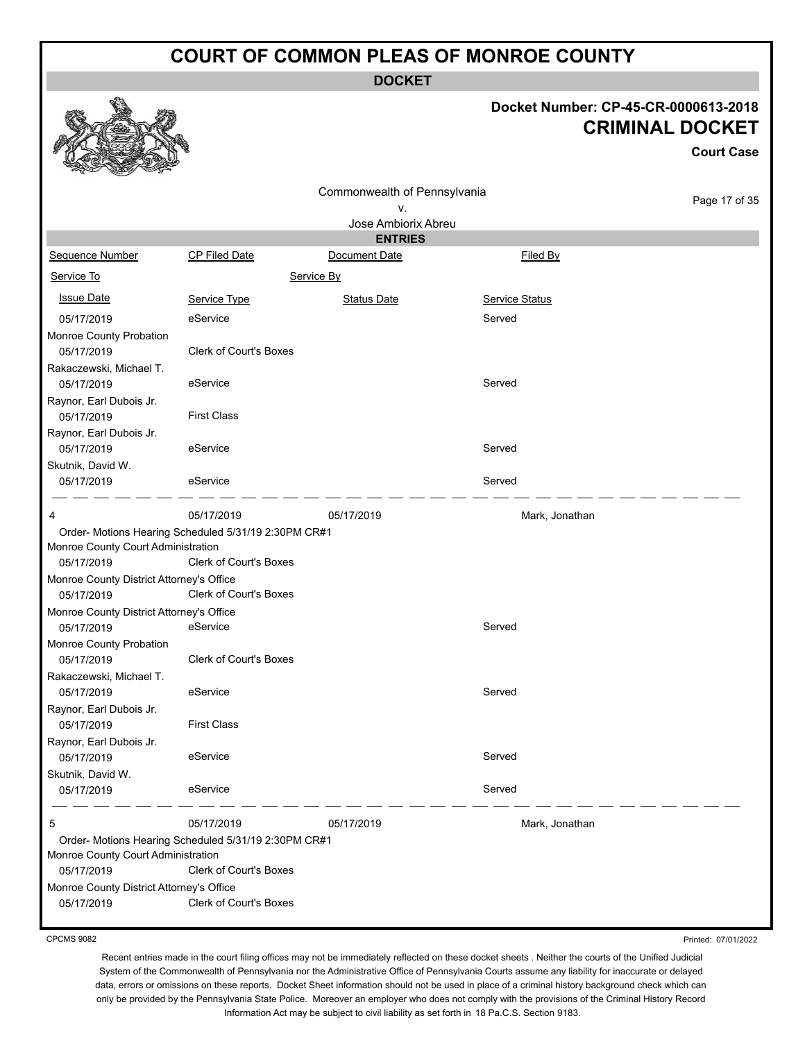# COURT OF COMMON PLEAS OF MONROE COUNTY

**DOCKET**

**Docket Number: CP-45-CR-0000613-2018**

**CRIMINAL DOCKET**

**Court Case**

Commonwealth of Pennsylvania
v.
Jose Ambiorix Abreu

**ENTRIES**

| Sequence Number | CP Filed Date | Document Date | Filed By |
|---|---|---|---|
| Service To | Service By | | |
| Issue Date | Service Type | Status Date | Service Status |
| 05/17/2019 | eService | | Served |
| Monroe County Probation | | | |
| 05/17/2019 | Clerk of Court's Boxes | | |
| Rakaczewski, Michael T. | | | |
| 05/17/2019 | eService | | Served |
| Raynor, Earl Dubois Jr. | | | |
| 05/17/2019 | First Class | | |
| Raynor, Earl Dubois Jr. | | | |
| 05/17/2019 | eService | | Served |
| Skutnik, David W. | | | |
| 05/17/2019 | eService | | Served |
| 4 | 05/17/2019 | 05/17/2019 | Mark, Jonathan |
| Order- Motions Hearing Scheduled 5/31/19 2:30PM CR#1 | | | |
| Monroe County Court Administration | | | |
| 05/17/2019 | Clerk of Court's Boxes | | |
| Monroe County District Attorney's Office | | | |
| 05/17/2019 | Clerk of Court's Boxes | | |
| Monroe County District Attorney's Office | | | |
| 05/17/2019 | eService | | Served |
| Monroe County Probation | | | |
| 05/17/2019 | Clerk of Court's Boxes | | |
| Rakaczewski, Michael T. | | | |
| 05/17/2019 | eService | | Served |
| Raynor, Earl Dubois Jr. | | | |
| 05/17/2019 | First Class | | |
| Raynor, Earl Dubois Jr. | | | |
| 05/17/2019 | eService | | Served |
| Skutnik, David W. | | | |
| 05/17/2019 | eService | | Served |
| 5 | 05/17/2019 | 05/17/2019 | Mark, Jonathan |
| Order- Motions Hearing Scheduled 5/31/19 2:30PM CR#1 | | | |
| Monroe County Court Administration | | | |
| 05/17/2019 | Clerk of Court's Boxes | | |
| Monroe County District Attorney's Office | | | |
| 05/17/2019 | Clerk of Court's Boxes | | |

CPCMS 9082

Printed: 07/01/2022

Recent entries made in the court filing offices may not be immediately reflected on these docket sheets . Neither the courts of the Unified Judicial System of the Commonwealth of Pennsylvania nor the Administrative Office of Pennsylvania Courts assume any liability for inaccurate or delayed data, errors or omissions on these reports. Docket Sheet information should not be used in place of a criminal history background check which can only be provided by the Pennsylvania State Police. Moreover an employer who does not comply with the provisions of the Criminal History Record Information Act may be subject to civil liability as set forth in 18 Pa.C.S. Section 9183.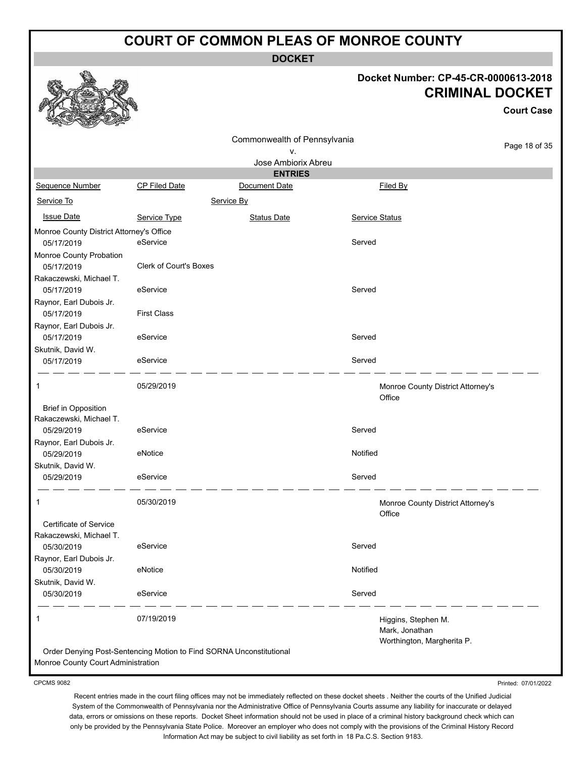# COURT OF COMMON PLEAS OF MONROE COUNTY

**DOCKET**

**Docket Number: CP-45-CR-0000613-2018**

**CRIMINAL DOCKET**

**Court Case**

Commonwealth of Pennsylvania
v.
Jose Ambiorix Abreu

**ENTRIES**

| Sequence Number | CP Filed Date | Document Date | Filed By |
|---|---|---|---|
| Service To | | Service By | |
| Issue Date | Service Type | Status Date | Service Status |
| Monroe County District Attorney's Office | | | |
| 05/17/2019 | eService | | Served |
| Monroe County Probation | | | |
| 05/17/2019 | Clerk of Court's Boxes | | |
| Rakaczewski, Michael T. | | | |
| 05/17/2019 | eService | | Served |
| Raynor, Earl Dubois Jr. | | | |
| 05/17/2019 | First Class | | |
| Raynor, Earl Dubois Jr. | | | |
| 05/17/2019 | eService | | Served |
| Skutnik, David W. | | | |
| 05/17/2019 | eService | | Served |
| 1 | 05/29/2019 | | Monroe County District Attorney's Office |
| Brief in Opposition | | | |
| Rakaczewski, Michael T. | | | |
| 05/29/2019 | eService | | Served |
| Raynor, Earl Dubois Jr. | | | |
| 05/29/2019 | eNotice | | Notified |
| Skutnik, David W. | | | |
| 05/29/2019 | eService | | Served |
| 1 | 05/30/2019 | | Monroe County District Attorney's Office |
| Certificate of Service | | | |
| Rakaczewski, Michael T. | | | |
| 05/30/2019 | eService | | Served |
| Raynor, Earl Dubois Jr. | | | |
| 05/30/2019 | eNotice | | Notified |
| Skutnik, David W. | | | |
| 05/30/2019 | eService | | Served |
| 1 | 07/19/2019 | | Higgins, Stephen M.<br>Mark, Jonathan<br>Worthington, Margherita P. |
| Order Denying Post-Sentencing Motion to Find SORNA Unconstitutional | | | |
| Monroe County Court Administration | | | |

CPCMS 9082

Printed: 07/01/2022

Recent entries made in the court filing offices may not be immediately reflected on these docket sheets . Neither the courts of the Unified Judicial System of the Commonwealth of Pennsylvania nor the Administrative Office of Pennsylvania Courts assume any liability for inaccurate or delayed data, errors or omissions on these reports. Docket Sheet information should not be used in place of a criminal history background check which can only be provided by the Pennsylvania State Police. Moreover an employer who does not comply with the provisions of the Criminal History Record Information Act may be subject to civil liability as set forth in 18 Pa.C.S. Section 9183.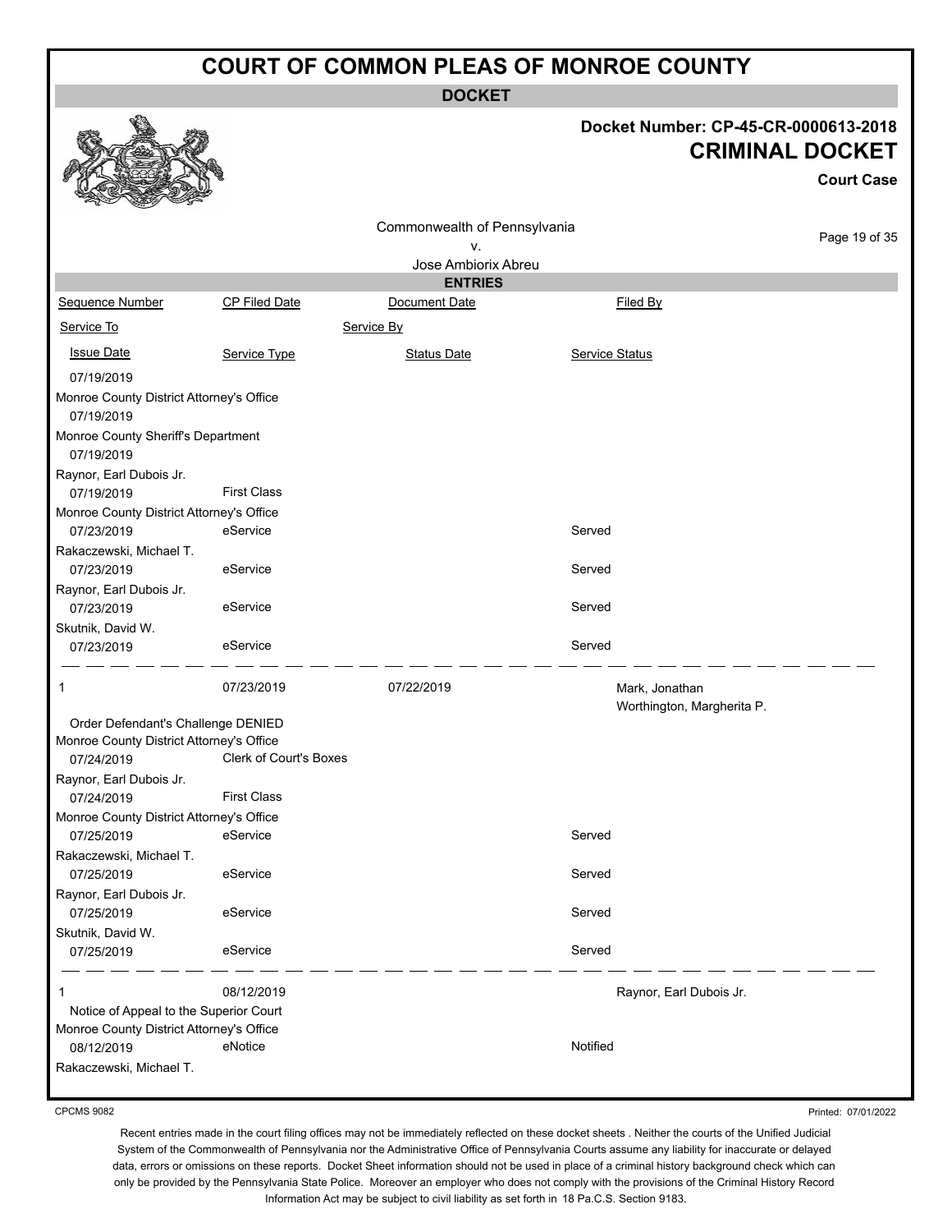# COURT OF COMMON PLEAS OF MONROE COUNTY

## DOCKET

**Docket Number: CP-45-CR-0000613-2018**

**CRIMINAL DOCKET**

**Court Case**

Commonwealth of Pennsylvania
v.
Jose Ambiorix Abreu

### ENTRIES

| Sequence Number | CP Filed Date | Document Date | Filed By |
|---|---|---|---|
| Service To | | Service By | |
| Issue Date | Service Type | Status Date | Service Status |

| | | | |
|---|---|---|---|
| 07/19/2019 | | | |
| Monroe County District Attorney's Office | | | |
| 07/19/2019 | | | |
| Monroe County Sheriff's Department | | | |
| 07/19/2019 | | | |
| Raynor, Earl Dubois Jr. | | | |
| 07/19/2019 | First Class | | |
| Monroe County District Attorney's Office | | | |
| 07/23/2019 | eService | | Served |
| Rakaczewski, Michael T. | | | |
| 07/23/2019 | eService | | Served |
| Raynor, Earl Dubois Jr. | | | |
| 07/23/2019 | eService | | Served |
| Skutnik, David W. | | | |
| 07/23/2019 | eService | | Served |

| | | | |
|---|---|---|---|
| 1 | 07/23/2019 | 07/22/2019 | Mark, Jonathan<br>Worthington, Margherita P. |
| Order Defendant's Challenge DENIED | | | |
| Monroe County District Attorney's Office | | | |
| 07/24/2019 | Clerk of Court's Boxes | | |
| Raynor, Earl Dubois Jr. | | | |
| 07/24/2019 | First Class | | |
| Monroe County District Attorney's Office | | | |
| 07/25/2019 | eService | | Served |
| Rakaczewski, Michael T. | | | |
| 07/25/2019 | eService | | Served |
| Raynor, Earl Dubois Jr. | | | |
| 07/25/2019 | eService | | Served |
| Skutnik, David W. | | | |
| 07/25/2019 | eService | | Served |

| | | | |
|---|---|---|---|
| 1 | 08/12/2019 | | Raynor, Earl Dubois Jr. |
| Notice of Appeal to the Superior Court | | | |
| Monroe County District Attorney's Office | | | |
| 08/12/2019 | eNotice | | Notified |
| Rakaczewski, Michael T. | | | |

CPCMS 9082

Printed: 07/01/2022

Recent entries made in the court filing offices may not be immediately reflected on these docket sheets . Neither the courts of the Unified Judicial System of the Commonwealth of Pennsylvania nor the Administrative Office of Pennsylvania Courts assume any liability for inaccurate or delayed data, errors or omissions on these reports. Docket Sheet information should not be used in place of a criminal history background check which can only be provided by the Pennsylvania State Police. Moreover an employer who does not comply with the provisions of the Criminal History Record Information Act may be subject to civil liability as set forth in 18 Pa.C.S. Section 9183.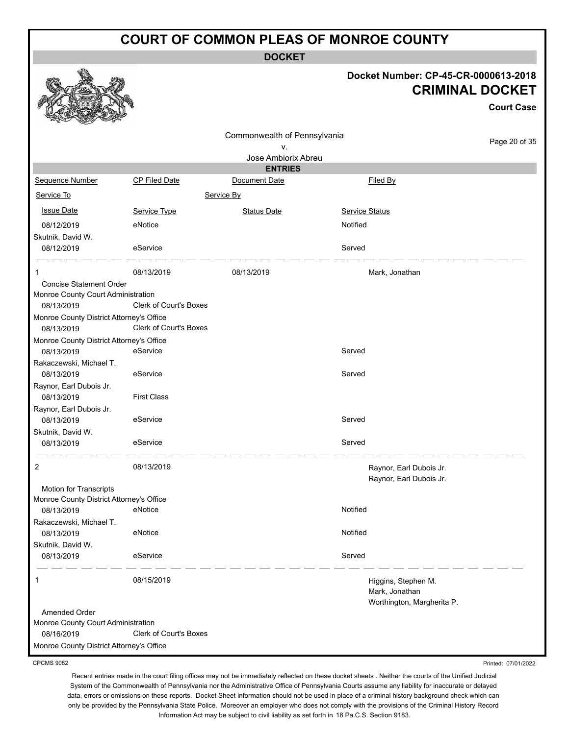# COURT OF COMMON PLEAS OF MONROE COUNTY

**DOCKET**

**Docket Number: CP-45-CR-0000613-2018**

**CRIMINAL DOCKET**

**Court Case**

Commonwealth of Pennsylvania
v.
Jose Ambiorix Abreu

**ENTRIES**

| Sequence Number | CP Filed Date | Document Date | Filed By |
|---|---|---|---|
| Service To | | Service By | |
| Issue Date | Service Type | Status Date | Service Status |
| 08/12/2019 | eNotice | | Notified |
| Skutnik, David W. | | | |
| 08/12/2019 | eService | | Served |
| 1 | 08/13/2019 | 08/13/2019 | Mark, Jonathan |
| Concise Statement Order | | | |
| Monroe County Court Administration | | | |
| 08/13/2019 | Clerk of Court's Boxes | | |
| Monroe County District Attorney's Office | | | |
| 08/13/2019 | Clerk of Court's Boxes | | |
| Monroe County District Attorney's Office | | | |
| 08/13/2019 | eService | | Served |
| Rakaczewski, Michael T. | | | |
| 08/13/2019 | eService | | Served |
| Raynor, Earl Dubois Jr. | | | |
| 08/13/2019 | First Class | | |
| Raynor, Earl Dubois Jr. | | | |
| 08/13/2019 | eService | | Served |
| Skutnik, David W. | | | |
| 08/13/2019 | eService | | Served |
| 2 | 08/13/2019 | | Raynor, Earl Dubois Jr.<br>Raynor, Earl Dubois Jr. |
| Motion for Transcripts | | | |
| Monroe County District Attorney's Office | | | |
| 08/13/2019 | eNotice | | Notified |
| Rakaczewski, Michael T. | | | |
| 08/13/2019 | eNotice | | Notified |
| Skutnik, David W. | | | |
| 08/13/2019 | eService | | Served |
| 1 | 08/15/2019 | | Higgins, Stephen M.<br>Mark, Jonathan<br>Worthington, Margherita P. |
| Amended Order | | | |
| Monroe County Court Administration | | | |
| 08/16/2019 | Clerk of Court's Boxes | | |
| Monroe County District Attorney's Office | | | |

CPCMS 9082

Printed: 07/01/2022

Recent entries made in the court filing offices may not be immediately reflected on these docket sheets . Neither the courts of the Unified Judicial System of the Commonwealth of Pennsylvania nor the Administrative Office of Pennsylvania Courts assume any liability for inaccurate or delayed data, errors or omissions on these reports. Docket Sheet information should not be used in place of a criminal history background check which can only be provided by the Pennsylvania State Police. Moreover an employer who does not comply with the provisions of the Criminal History Record Information Act may be subject to civil liability as set forth in 18 Pa.C.S. Section 9183.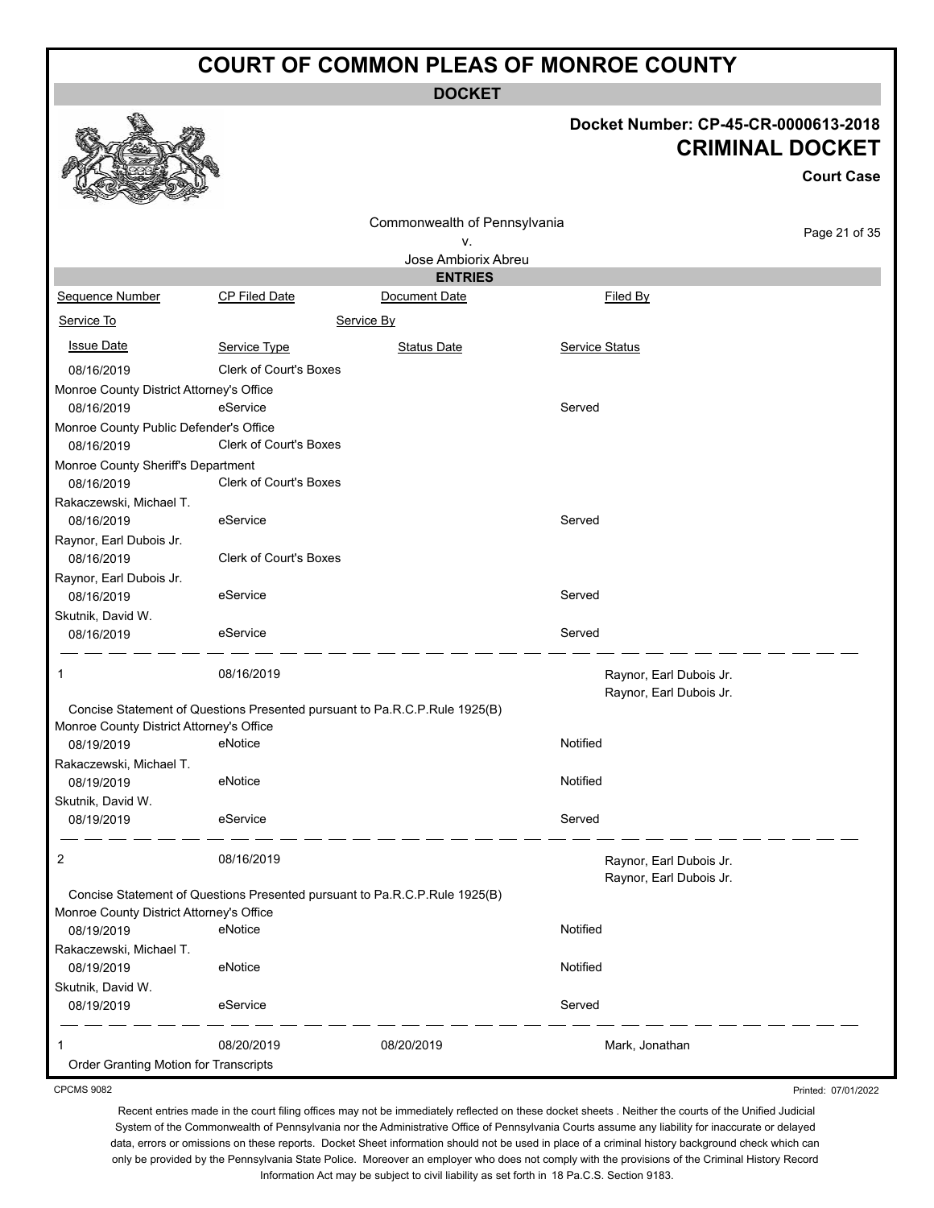# COURT OF COMMON PLEAS OF MONROE COUNTY

## DOCKET

**Docket Number: CP-45-CR-0000613-2018**

**CRIMINAL DOCKET**

**Court Case**

Commonwealth of Pennsylvania
v.
Jose Ambiorix Abreu

### ENTRIES

| Sequence Number | CP Filed Date | Document Date | Filed By |
|---|---|---|---|
| Service To | | Service By | |
| Issue Date | Service Type | Status Date | Service Status |
| 08/16/2019 | Clerk of Court's Boxes | | |
| Monroe County District Attorney's Office | | | |
| 08/16/2019 | eService | | Served |
| Monroe County Public Defender's Office | | | |
| 08/16/2019 | Clerk of Court's Boxes | | |
| Monroe County Sheriff's Department | | | |
| 08/16/2019 | Clerk of Court's Boxes | | |
| Rakaczewski, Michael T. | | | |
| 08/16/2019 | eService | | Served |
| Raynor, Earl Dubois Jr. | | | |
| 08/16/2019 | Clerk of Court's Boxes | | |
| Raynor, Earl Dubois Jr. | | | |
| 08/16/2019 | eService | | Served |
| Skutnik, David W. | | | |
| 08/16/2019 | eService | | Served |
| 1 | 08/16/2019 | | Raynor, Earl Dubois Jr.<br>Raynor, Earl Dubois Jr. |
| Concise Statement of Questions Presented pursuant to Pa.R.C.P.Rule 1925(B) | | | |
| Monroe County District Attorney's Office | | | |
| 08/19/2019 | eNotice | | Notified |
| Rakaczewski, Michael T. | | | |
| 08/19/2019 | eNotice | | Notified |
| Skutnik, David W. | | | |
| 08/19/2019 | eService | | Served |
| 2 | 08/16/2019 | | Raynor, Earl Dubois Jr.<br>Raynor, Earl Dubois Jr. |
| Concise Statement of Questions Presented pursuant to Pa.R.C.P.Rule 1925(B) | | | |
| Monroe County District Attorney's Office | | | |
| 08/19/2019 | eNotice | | Notified |
| Rakaczewski, Michael T. | | | |
| 08/19/2019 | eNotice | | Notified |
| Skutnik, David W. | | | |
| 08/19/2019 | eService | | Served |
| 1 | 08/20/2019 | 08/20/2019 | Mark, Jonathan |
| Order Granting Motion for Transcripts | | | |

CPCMS 9082

Printed: 07/01/2022

Recent entries made in the court filing offices may not be immediately reflected on these docket sheets . Neither the courts of the Unified Judicial System of the Commonwealth of Pennsylvania nor the Administrative Office of Pennsylvania Courts assume any liability for inaccurate or delayed data, errors or omissions on these reports. Docket Sheet information should not be used in place of a criminal history background check which can only be provided by the Pennsylvania State Police. Moreover an employer who does not comply with the provisions of the Criminal History Record Information Act may be subject to civil liability as set forth in 18 Pa.C.S. Section 9183.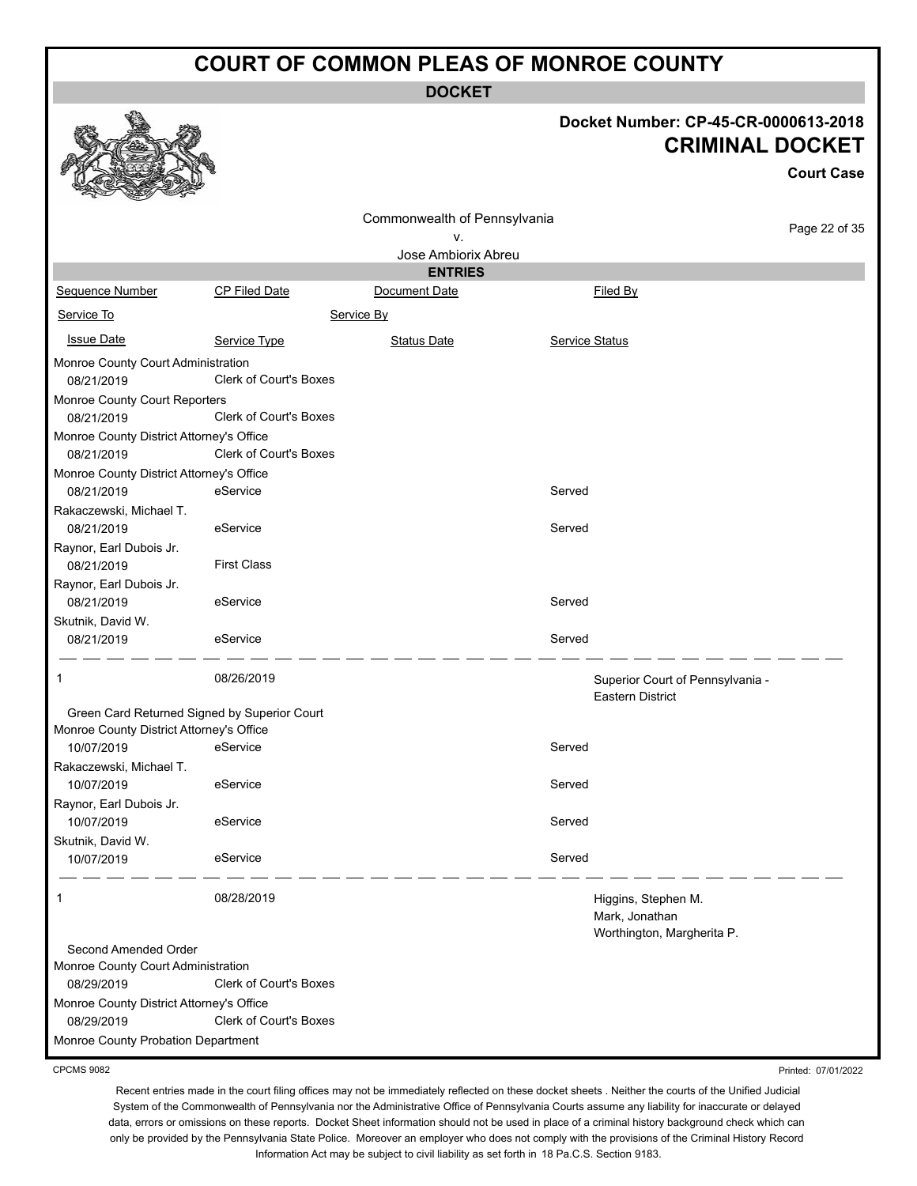# COURT OF COMMON PLEAS OF MONROE COUNTY

**DOCKET**

**Docket Number: CP-45-CR-0000613-2018**

**CRIMINAL DOCKET**

**Court Case**

Commonwealth of Pennsylvania
v.
Jose Ambiorix Abreu

**ENTRIES**

| Sequence Number | CP Filed Date | Document Date | Filed By |
|---|---|---|---|
| Service To | | Service By | |
| Issue Date | Service Type | Status Date | Service Status |

| Service To / Issue Date | Service Type | Status Date | Service Status |
|---|---|---|---|
| Monroe County Court Administration | | | |
| 08/21/2019 | Clerk of Court's Boxes | | |
| Monroe County Court Reporters | | | |
| 08/21/2019 | Clerk of Court's Boxes | | |
| Monroe County District Attorney's Office | | | |
| 08/21/2019 | Clerk of Court's Boxes | | |
| Monroe County District Attorney's Office | | | |
| 08/21/2019 | eService | | Served |
| Rakaczewski, Michael T. | | | |
| 08/21/2019 | eService | | Served |
| Raynor, Earl Dubois Jr. | | | |
| 08/21/2019 | First Class | | |
| Raynor, Earl Dubois Jr. | | | |
| 08/21/2019 | eService | | Served |
| Skutnik, David W. | | | |
| 08/21/2019 | eService | | Served |

| Sequence Number | CP Filed Date | Document Date | Filed By |
|---|---|---|---|
| 1 | 08/26/2019 | | Superior Court of Pennsylvania - Eastern District |

Green Card Returned Signed by Superior Court

| Service To / Issue Date | Service Type | Status Date | Service Status |
|---|---|---|---|
| Monroe County District Attorney's Office | | | |
| 10/07/2019 | eService | | Served |
| Rakaczewski, Michael T. | | | |
| 10/07/2019 | eService | | Served |
| Raynor, Earl Dubois Jr. | | | |
| 10/07/2019 | eService | | Served |
| Skutnik, David W. | | | |
| 10/07/2019 | eService | | Served |

| Sequence Number | CP Filed Date | Document Date | Filed By |
|---|---|---|---|
| 1 | 08/28/2019 | | Higgins, Stephen M.<br>Mark, Jonathan<br>Worthington, Margherita P. |

Second Amended Order

| Service To / Issue Date | Service Type | Status Date | Service Status |
|---|---|---|---|
| Monroe County Court Administration | | | |
| 08/29/2019 | Clerk of Court's Boxes | | |
| Monroe County District Attorney's Office | | | |
| 08/29/2019 | Clerk of Court's Boxes | | |
| Monroe County Probation Department | | | |

CPCMS 9082

Printed: 07/01/2022

Recent entries made in the court filing offices may not be immediately reflected on these docket sheets . Neither the courts of the Unified Judicial System of the Commonwealth of Pennsylvania nor the Administrative Office of Pennsylvania Courts assume any liability for inaccurate or delayed data, errors or omissions on these reports. Docket Sheet information should not be used in place of a criminal history background check which can only be provided by the Pennsylvania State Police. Moreover an employer who does not comply with the provisions of the Criminal History Record Information Act may be subject to civil liability as set forth in 18 Pa.C.S. Section 9183.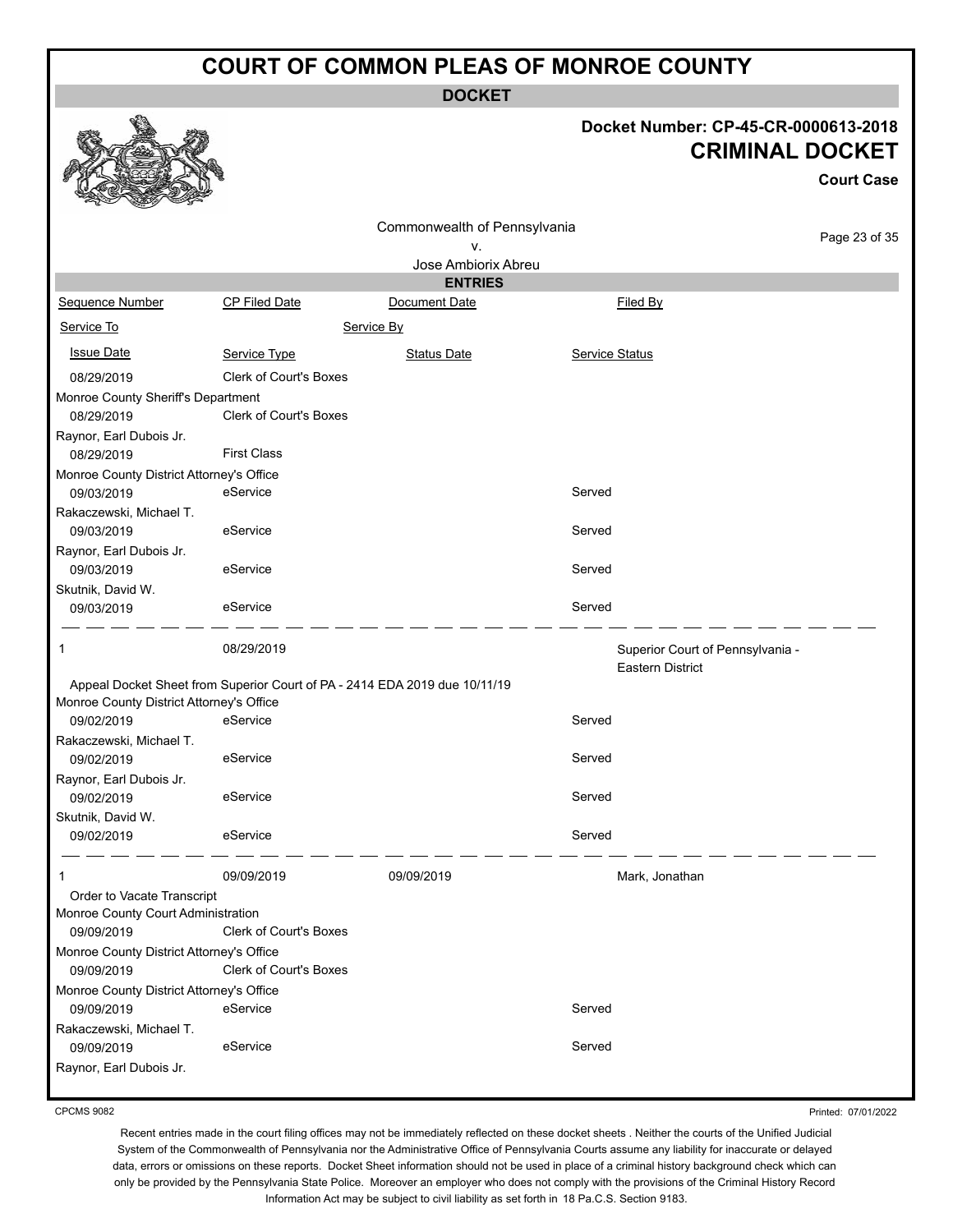# COURT OF COMMON PLEAS OF MONROE COUNTY

**DOCKET**

**Docket Number: CP-45-CR-0000613-2018**

**CRIMINAL DOCKET**

**Court Case**

Commonwealth of Pennsylvania
v.
Jose Ambiorix Abreu

**ENTRIES**

| Sequence Number | CP Filed Date | Document Date | Filed By |
|---|---|---|---|
| Service To | | Service By | |
| Issue Date | Service Type | Status Date | Service Status |
| 08/29/2019 | Clerk of Court's Boxes | | |
| Monroe County Sheriff's Department | | | |
| 08/29/2019 | Clerk of Court's Boxes | | |
| Raynor, Earl Dubois Jr. | | | |
| 08/29/2019 | First Class | | |
| Monroe County District Attorney's Office | | | |
| 09/03/2019 | eService | | Served |
| Rakaczewski, Michael T. | | | |
| 09/03/2019 | eService | | Served |
| Raynor, Earl Dubois Jr. | | | |
| 09/03/2019 | eService | | Served |
| Skutnik, David W. | | | |
| 09/03/2019 | eService | | Served |
| 1 | 08/29/2019 | | Superior Court of Pennsylvania - Eastern District |
| Appeal Docket Sheet from Superior Court of PA - 2414 EDA 2019 due 10/11/19 | | | |
| Monroe County District Attorney's Office | | | |
| 09/02/2019 | eService | | Served |
| Rakaczewski, Michael T. | | | |
| 09/02/2019 | eService | | Served |
| Raynor, Earl Dubois Jr. | | | |
| 09/02/2019 | eService | | Served |
| Skutnik, David W. | | | |
| 09/02/2019 | eService | | Served |
| 1 | 09/09/2019 | 09/09/2019 | Mark, Jonathan |
| Order to Vacate Transcript | | | |
| Monroe County Court Administration | | | |
| 09/09/2019 | Clerk of Court's Boxes | | |
| Monroe County District Attorney's Office | | | |
| 09/09/2019 | Clerk of Court's Boxes | | |
| Monroe County District Attorney's Office | | | |
| 09/09/2019 | eService | | Served |
| Rakaczewski, Michael T. | | | |
| 09/09/2019 | eService | | Served |
| Raynor, Earl Dubois Jr. | | | |

CPCMS 9082

Printed: 07/01/2022

Recent entries made in the court filing offices may not be immediately reflected on these docket sheets . Neither the courts of the Unified Judicial System of the Commonwealth of Pennsylvania nor the Administrative Office of Pennsylvania Courts assume any liability for inaccurate or delayed data, errors or omissions on these reports. Docket Sheet information should not be used in place of a criminal history background check which can only be provided by the Pennsylvania State Police. Moreover an employer who does not comply with the provisions of the Criminal History Record Information Act may be subject to civil liability as set forth in 18 Pa.C.S. Section 9183.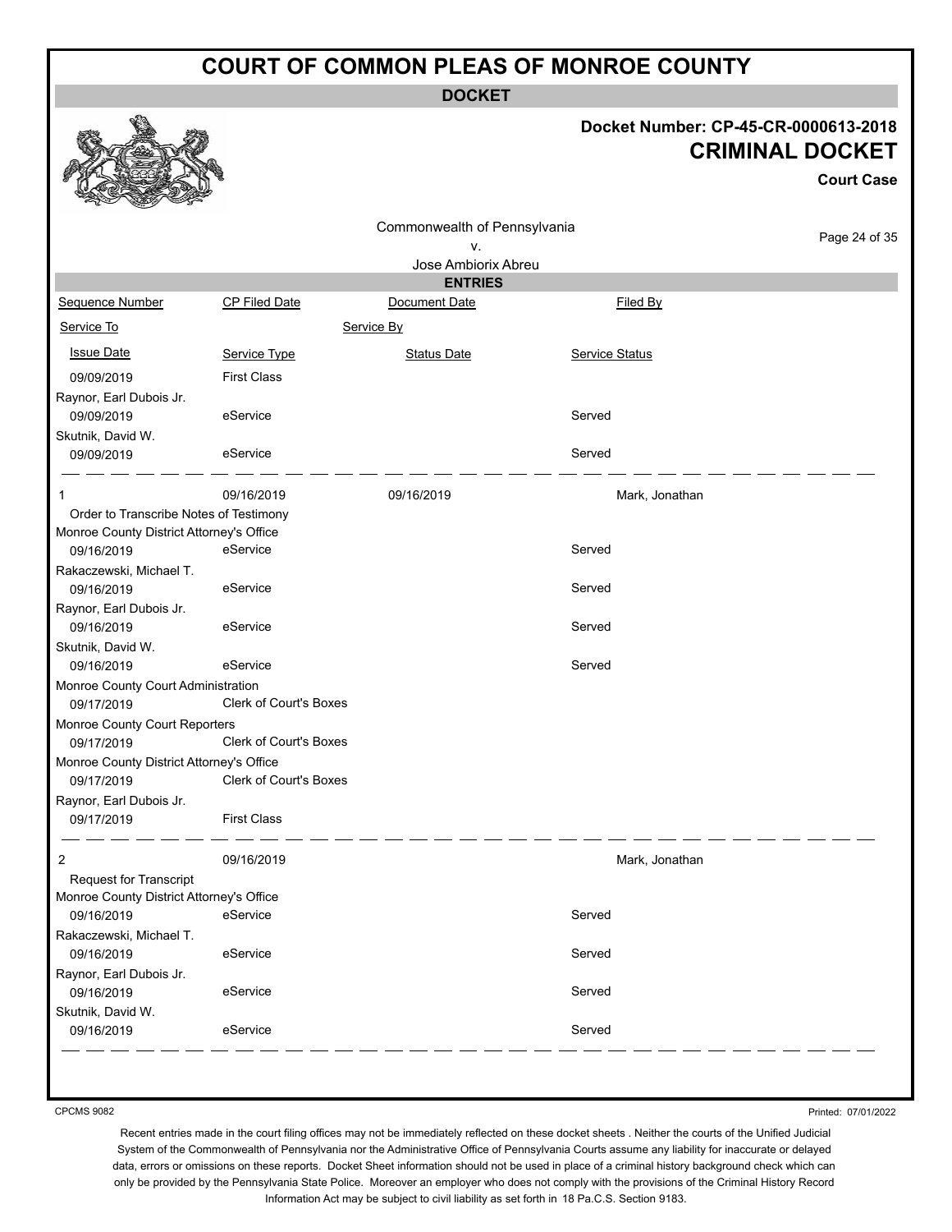# COURT OF COMMON PLEAS OF MONROE COUNTY

**DOCKET**

**Docket Number: CP-45-CR-0000613-2018**

## CRIMINAL DOCKET

**Court Case**

Commonwealth of Pennsylvania
v.
Jose Ambiorix Abreu

**ENTRIES**

| Sequence Number | CP Filed Date | Document Date | Filed By |
|---|---|---|---|
| Service To | | Service By | |
| Issue Date | Service Type | Status Date | Service Status |
| 09/09/2019 | First Class | | |
| Raynor, Earl Dubois Jr. | | | |
| 09/09/2019 | eService | | Served |
| Skutnik, David W. | | | |
| 09/09/2019 | eService | | Served |
| 1 | 09/16/2019 | 09/16/2019 | Mark, Jonathan |
| Order to Transcribe Notes of Testimony | | | |
| Monroe County District Attorney's Office | | | |
| 09/16/2019 | eService | | Served |
| Rakaczewski, Michael T. | | | |
| 09/16/2019 | eService | | Served |
| Raynor, Earl Dubois Jr. | | | |
| 09/16/2019 | eService | | Served |
| Skutnik, David W. | | | |
| 09/16/2019 | eService | | Served |
| Monroe County Court Administration | | | |
| 09/17/2019 | Clerk of Court's Boxes | | |
| Monroe County Court Reporters | | | |
| 09/17/2019 | Clerk of Court's Boxes | | |
| Monroe County District Attorney's Office | | | |
| 09/17/2019 | Clerk of Court's Boxes | | |
| Raynor, Earl Dubois Jr. | | | |
| 09/17/2019 | First Class | | |
| 2 | 09/16/2019 | | Mark, Jonathan |
| Request for Transcript | | | |
| Monroe County District Attorney's Office | | | |
| 09/16/2019 | eService | | Served |
| Rakaczewski, Michael T. | | | |
| 09/16/2019 | eService | | Served |
| Raynor, Earl Dubois Jr. | | | |
| 09/16/2019 | eService | | Served |
| Skutnik, David W. | | | |
| 09/16/2019 | eService | | Served |

CPCMS 9082

Printed: 07/01/2022

Recent entries made in the court filing offices may not be immediately reflected on these docket sheets . Neither the courts of the Unified Judicial System of the Commonwealth of Pennsylvania nor the Administrative Office of Pennsylvania Courts assume any liability for inaccurate or delayed data, errors or omissions on these reports. Docket Sheet information should not be used in place of a criminal history background check which can only be provided by the Pennsylvania State Police. Moreover an employer who does not comply with the provisions of the Criminal History Record Information Act may be subject to civil liability as set forth in 18 Pa.C.S. Section 9183.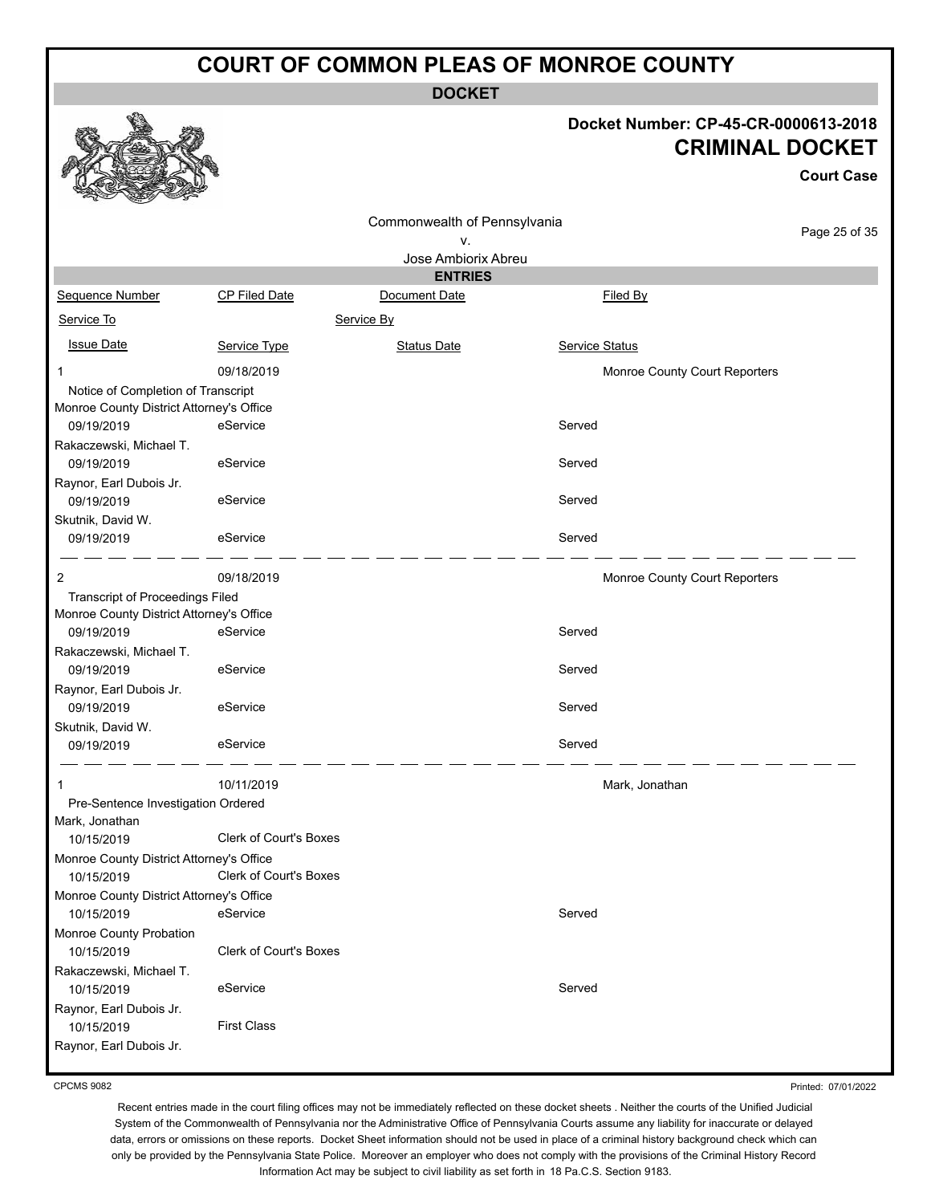# COURT OF COMMON PLEAS OF MONROE COUNTY

## DOCKET

**Docket Number: CP-45-CR-0000613-2018**

**CRIMINAL DOCKET**

**Court Case**

Commonwealth of Pennsylvania
v.
Jose Ambiorix Abreu

### ENTRIES

| Sequence Number | CP Filed Date | Document Date | Filed By |
|---|---|---|---|
| Service To | | Service By | |
| Issue Date | Service Type | Status Date | Service Status |
| 1 | 09/18/2019 | | Monroe County Court Reporters |
| Notice of Completion of Transcript | | | |
| Monroe County District Attorney's Office | | | |
| 09/19/2019 | eService | | Served |
| Rakaczewski, Michael T. | | | |
| 09/19/2019 | eService | | Served |
| Raynor, Earl Dubois Jr. | | | |
| 09/19/2019 | eService | | Served |
| Skutnik, David W. | | | |
| 09/19/2019 | eService | | Served |
| 2 | 09/18/2019 | | Monroe County Court Reporters |
| Transcript of Proceedings Filed | | | |
| Monroe County District Attorney's Office | | | |
| 09/19/2019 | eService | | Served |
| Rakaczewski, Michael T. | | | |
| 09/19/2019 | eService | | Served |
| Raynor, Earl Dubois Jr. | | | |
| 09/19/2019 | eService | | Served |
| Skutnik, David W. | | | |
| 09/19/2019 | eService | | Served |
| 1 | 10/11/2019 | | Mark, Jonathan |
| Pre-Sentence Investigation Ordered | | | |
| Mark, Jonathan | | | |
| 10/15/2019 | Clerk of Court's Boxes | | |
| Monroe County District Attorney's Office | | | |
| 10/15/2019 | Clerk of Court's Boxes | | |
| Monroe County District Attorney's Office | | | |
| 10/15/2019 | eService | | Served |
| Monroe County Probation | | | |
| 10/15/2019 | Clerk of Court's Boxes | | |
| Rakaczewski, Michael T. | | | |
| 10/15/2019 | eService | | Served |
| Raynor, Earl Dubois Jr. | | | |
| 10/15/2019 | First Class | | |
| Raynor, Earl Dubois Jr. | | | |

CPCMS 9082

Printed: 07/01/2022

Recent entries made in the court filing offices may not be immediately reflected on these docket sheets . Neither the courts of the Unified Judicial System of the Commonwealth of Pennsylvania nor the Administrative Office of Pennsylvania Courts assume any liability for inaccurate or delayed data, errors or omissions on these reports. Docket Sheet information should not be used in place of a criminal history background check which can only be provided by the Pennsylvania State Police. Moreover an employer who does not comply with the provisions of the Criminal History Record Information Act may be subject to civil liability as set forth in 18 Pa.C.S. Section 9183.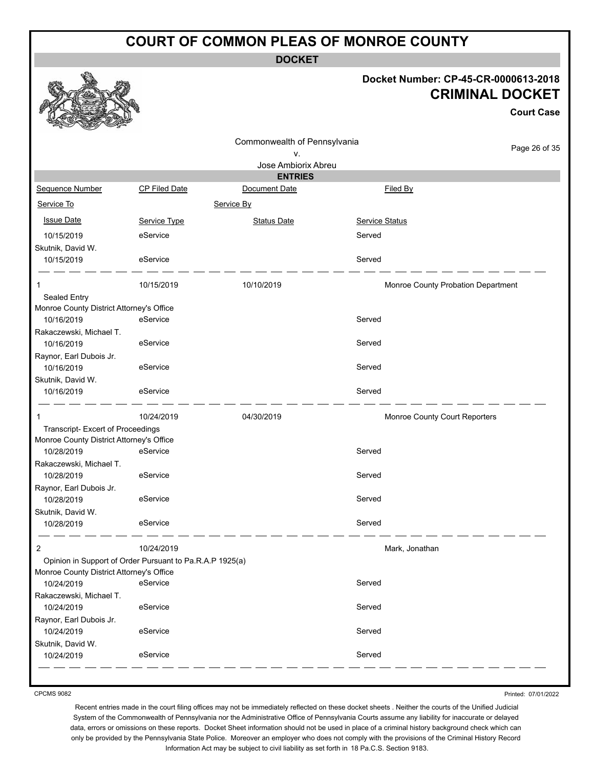# COURT OF COMMON PLEAS OF MONROE COUNTY

**DOCKET**

**Docket Number: CP-45-CR-0000613-2018**

**CRIMINAL DOCKET**

**Court Case**

Commonwealth of Pennsylvania
v.
Jose Ambiorix Abreu

**ENTRIES**

| Sequence Number | CP Filed Date | Document Date | Filed By |
|---|---|---|---|
| Service To | | Service By | |
| Issue Date | Service Type | Status Date | Service Status |
| 10/15/2019 | eService | | Served |
| Skutnik, David W. | | | |
| 10/15/2019 | eService | | Served |
| 1 | 10/15/2019 | 10/10/2019 | Monroe County Probation Department |
| Sealed Entry | | | |
| Monroe County District Attorney's Office | | | |
| 10/16/2019 | eService | | Served |
| Rakaczewski, Michael T. | | | |
| 10/16/2019 | eService | | Served |
| Raynor, Earl Dubois Jr. | | | |
| 10/16/2019 | eService | | Served |
| Skutnik, David W. | | | |
| 10/16/2019 | eService | | Served |
| 1 | 10/24/2019 | 04/30/2019 | Monroe County Court Reporters |
| Transcript- Excert of Proceedings | | | |
| Monroe County District Attorney's Office | | | |
| 10/28/2019 | eService | | Served |
| Rakaczewski, Michael T. | | | |
| 10/28/2019 | eService | | Served |
| Raynor, Earl Dubois Jr. | | | |
| 10/28/2019 | eService | | Served |
| Skutnik, David W. | | | |
| 10/28/2019 | eService | | Served |
| 2 | 10/24/2019 | | Mark, Jonathan |
| Opinion in Support of Order Pursuant to Pa.R.A.P 1925(a) | | | |
| Monroe County District Attorney's Office | | | |
| 10/24/2019 | eService | | Served |
| Rakaczewski, Michael T. | | | |
| 10/24/2019 | eService | | Served |
| Raynor, Earl Dubois Jr. | | | |
| 10/24/2019 | eService | | Served |
| Skutnik, David W. | | | |
| 10/24/2019 | eService | | Served |

CPCMS 9082

Printed: 07/01/2022

Recent entries made in the court filing offices may not be immediately reflected on these docket sheets . Neither the courts of the Unified Judicial System of the Commonwealth of Pennsylvania nor the Administrative Office of Pennsylvania Courts assume any liability for inaccurate or delayed data, errors or omissions on these reports. Docket Sheet information should not be used in place of a criminal history background check which can only be provided by the Pennsylvania State Police. Moreover an employer who does not comply with the provisions of the Criminal History Record Information Act may be subject to civil liability as set forth in 18 Pa.C.S. Section 9183.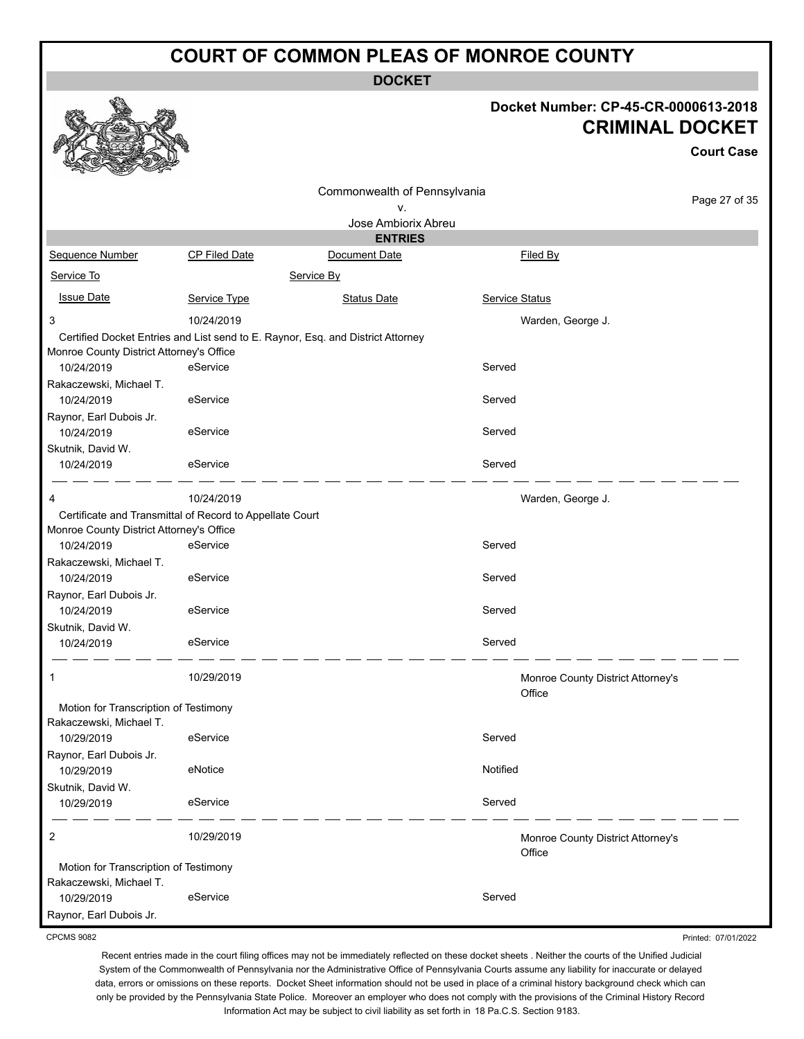# COURT OF COMMON PLEAS OF MONROE COUNTY

**DOCKET**

**Docket Number: CP-45-CR-0000613-2018**

**CRIMINAL DOCKET**

**Court Case**

Commonwealth of Pennsylvania
v.
Jose Ambiorix Abreu

**ENTRIES**

| Sequence Number | CP Filed Date | Document Date | Filed By |
|---|---|---|---|
| Service To | | Service By | |
| Issue Date | Service Type | Status Date | Service Status |
| 3 | 10/24/2019 | | Warden, George J. |
| Certified Docket Entries and List send to E. Raynor, Esq. and District Attorney | | | |
| Monroe County District Attorney's Office | | | |
| 10/24/2019 | eService | | Served |
| Rakaczewski, Michael T. | | | |
| 10/24/2019 | eService | | Served |
| Raynor, Earl Dubois Jr. | | | |
| 10/24/2019 | eService | | Served |
| Skutnik, David W. | | | |
| 10/24/2019 | eService | | Served |
| 4 | 10/24/2019 | | Warden, George J. |
| Certificate and Transmittal of Record to Appellate Court | | | |
| Monroe County District Attorney's Office | | | |
| 10/24/2019 | eService | | Served |
| Rakaczewski, Michael T. | | | |
| 10/24/2019 | eService | | Served |
| Raynor, Earl Dubois Jr. | | | |
| 10/24/2019 | eService | | Served |
| Skutnik, David W. | | | |
| 10/24/2019 | eService | | Served |
| 1 | 10/29/2019 | | Monroe County District Attorney's Office |
| Motion for Transcription of Testimony | | | |
| Rakaczewski, Michael T. | | | |
| 10/29/2019 | eService | | Served |
| Raynor, Earl Dubois Jr. | | | |
| 10/29/2019 | eNotice | | Notified |
| Skutnik, David W. | | | |
| 10/29/2019 | eService | | Served |
| 2 | 10/29/2019 | | Monroe County District Attorney's Office |
| Motion for Transcription of Testimony | | | |
| Rakaczewski, Michael T. | | | |
| 10/29/2019 | eService | | Served |
| Raynor, Earl Dubois Jr. | | | |

CPCMS 9082

Printed: 07/01/2022

Recent entries made in the court filing offices may not be immediately reflected on these docket sheets . Neither the courts of the Unified Judicial System of the Commonwealth of Pennsylvania nor the Administrative Office of Pennsylvania Courts assume any liability for inaccurate or delayed data, errors or omissions on these reports. Docket Sheet information should not be used in place of a criminal history background check which can only be provided by the Pennsylvania State Police. Moreover an employer who does not comply with the provisions of the Criminal History Record Information Act may be subject to civil liability as set forth in 18 Pa.C.S. Section 9183.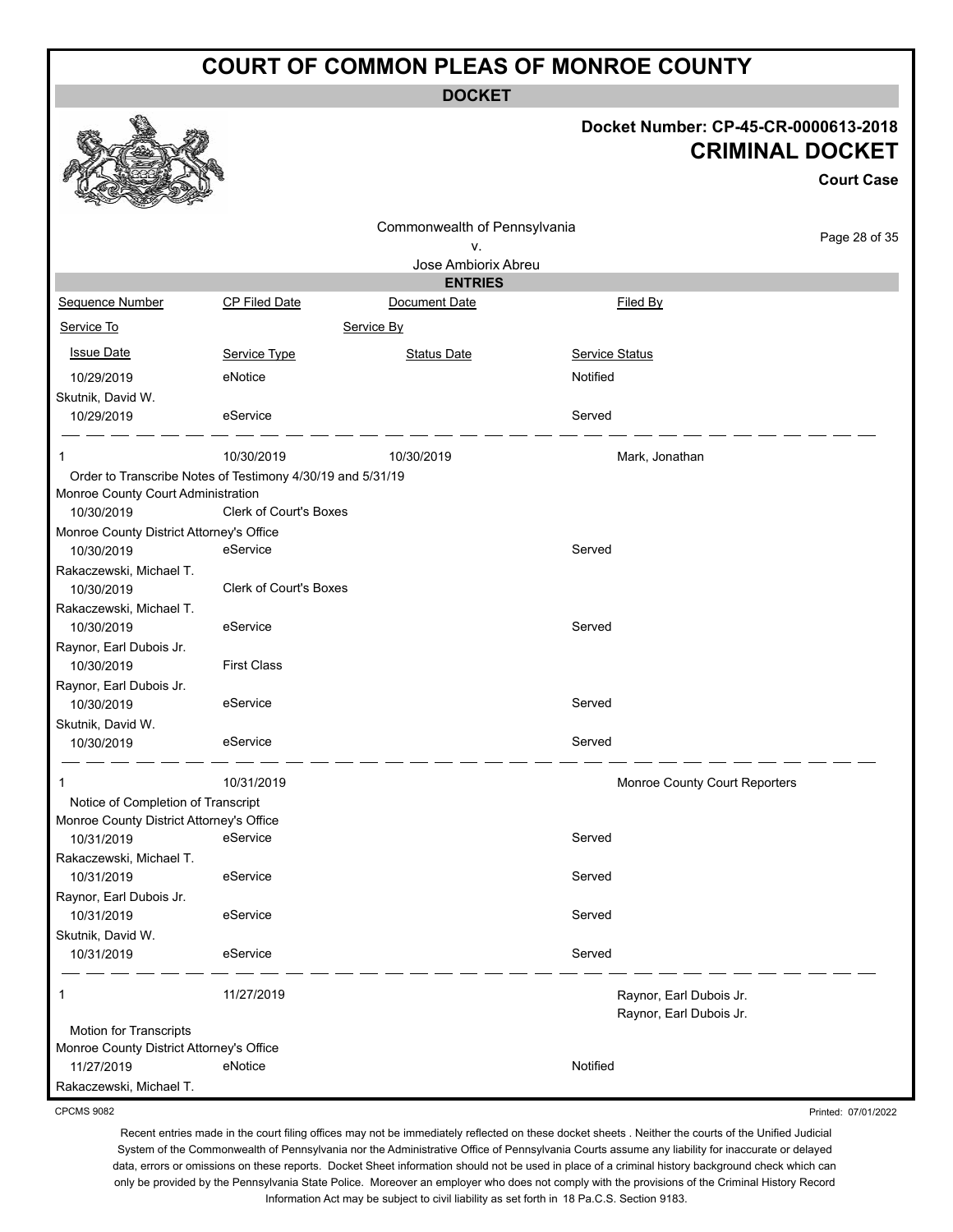# COURT OF COMMON PLEAS OF MONROE COUNTY

**DOCKET**

**Docket Number: CP-45-CR-0000613-2018**

**CRIMINAL DOCKET**

**Court Case**

Commonwealth of Pennsylvania
v.
Jose Ambiorix Abreu

**ENTRIES**

| Sequence Number | CP Filed Date | Document Date | Filed By |
|---|---|---|---|
| Service To | | Service By | |
| Issue Date | Service Type | Status Date | Service Status |
| 10/29/2019 | eNotice | | Notified |
| Skutnik, David W. | | | |
| 10/29/2019 | eService | | Served |
| 1 | 10/30/2019 | 10/30/2019 | Mark, Jonathan |
| Order to Transcribe Notes of Testimony 4/30/19 and 5/31/19 | | | |
| Monroe County Court Administration | | | |
| 10/30/2019 | Clerk of Court's Boxes | | |
| Monroe County District Attorney's Office | | | |
| 10/30/2019 | eService | | Served |
| Rakaczewski, Michael T. | | | |
| 10/30/2019 | Clerk of Court's Boxes | | |
| Rakaczewski, Michael T. | | | |
| 10/30/2019 | eService | | Served |
| Raynor, Earl Dubois Jr. | | | |
| 10/30/2019 | First Class | | |
| Raynor, Earl Dubois Jr. | | | |
| 10/30/2019 | eService | | Served |
| Skutnik, David W. | | | |
| 10/30/2019 | eService | | Served |
| 1 | 10/31/2019 | | Monroe County Court Reporters |
| Notice of Completion of Transcript | | | |
| Monroe County District Attorney's Office | | | |
| 10/31/2019 | eService | | Served |
| Rakaczewski, Michael T. | | | |
| 10/31/2019 | eService | | Served |
| Raynor, Earl Dubois Jr. | | | |
| 10/31/2019 | eService | | Served |
| Skutnik, David W. | | | |
| 10/31/2019 | eService | | Served |
| 1 | 11/27/2019 | | Raynor, Earl Dubois Jr.<br>Raynor, Earl Dubois Jr. |
| Motion for Transcripts | | | |
| Monroe County District Attorney's Office | | | |
| 11/27/2019 | eNotice | | Notified |
| Rakaczewski, Michael T. | | | |

CPCMS 9082

Printed: 07/01/2022

Recent entries made in the court filing offices may not be immediately reflected on these docket sheets . Neither the courts of the Unified Judicial System of the Commonwealth of Pennsylvania nor the Administrative Office of Pennsylvania Courts assume any liability for inaccurate or delayed data, errors or omissions on these reports. Docket Sheet information should not be used in place of a criminal history background check which can only be provided by the Pennsylvania State Police. Moreover an employer who does not comply with the provisions of the Criminal History Record Information Act may be subject to civil liability as set forth in 18 Pa.C.S. Section 9183.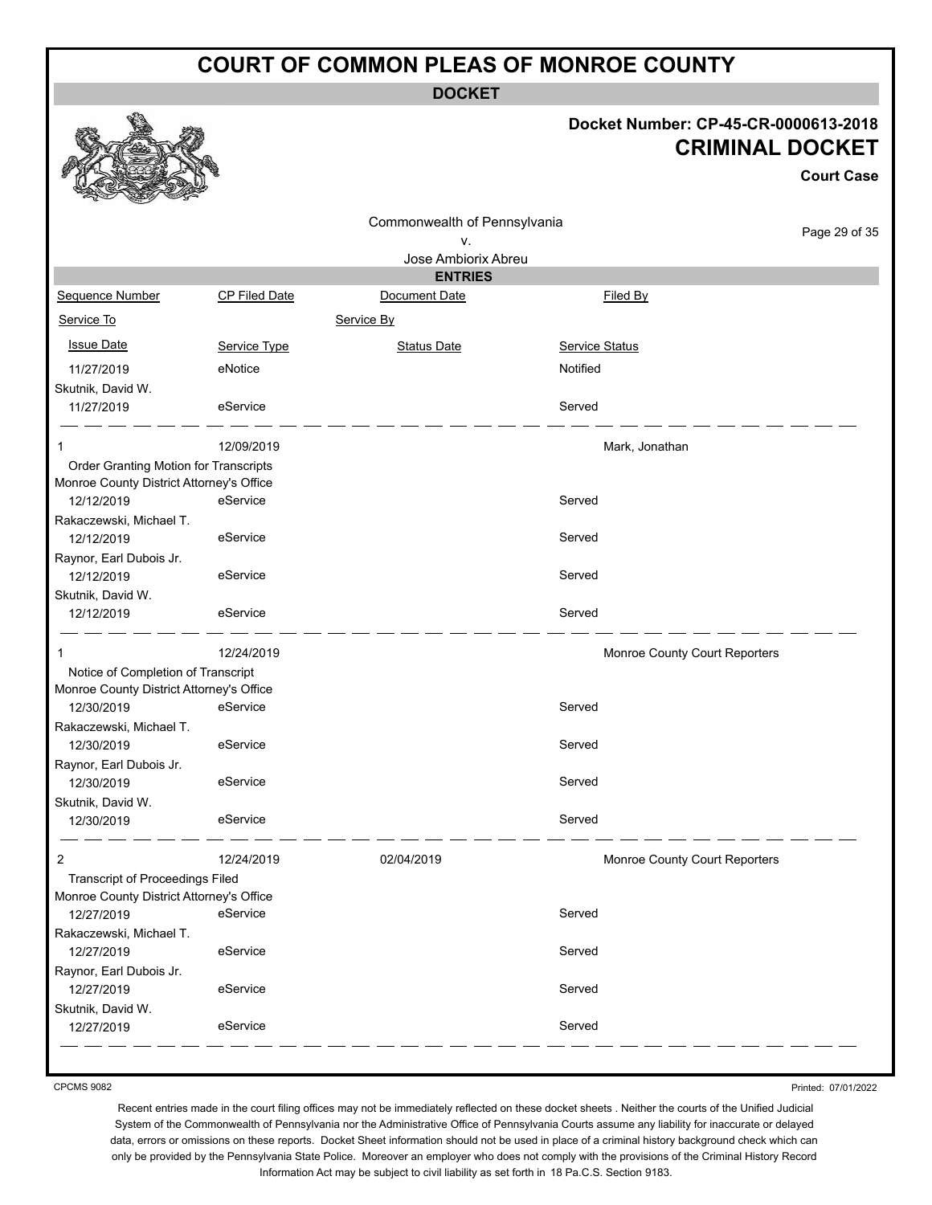# COURT OF COMMON PLEAS OF MONROE COUNTY

**DOCKET**

**Docket Number: CP-45-CR-0000613-2018**

**CRIMINAL DOCKET**

**Court Case**

Commonwealth of Pennsylvania
v.
Jose Ambiorix Abreu

**ENTRIES**

| Sequence Number | CP Filed Date | Document Date | Filed By |
|---|---|---|---|
| Service To | | Service By | |
| Issue Date | Service Type | Status Date | Service Status |
| 11/27/2019 | eNotice | | Notified |
| Skutnik, David W. | | | |
| 11/27/2019 | eService | | Served |
| 1 | 12/09/2019 | | Mark, Jonathan |
| Order Granting Motion for Transcripts | | | |
| Monroe County District Attorney's Office | | | |
| 12/12/2019 | eService | | Served |
| Rakaczewski, Michael T. | | | |
| 12/12/2019 | eService | | Served |
| Raynor, Earl Dubois Jr. | | | |
| 12/12/2019 | eService | | Served |
| Skutnik, David W. | | | |
| 12/12/2019 | eService | | Served |
| 1 | 12/24/2019 | | Monroe County Court Reporters |
| Notice of Completion of Transcript | | | |
| Monroe County District Attorney's Office | | | |
| 12/30/2019 | eService | | Served |
| Rakaczewski, Michael T. | | | |
| 12/30/2019 | eService | | Served |
| Raynor, Earl Dubois Jr. | | | |
| 12/30/2019 | eService | | Served |
| Skutnik, David W. | | | |
| 12/30/2019 | eService | | Served |
| 2 | 12/24/2019 | 02/04/2019 | Monroe County Court Reporters |
| Transcript of Proceedings Filed | | | |
| Monroe County District Attorney's Office | | | |
| 12/27/2019 | eService | | Served |
| Rakaczewski, Michael T. | | | |
| 12/27/2019 | eService | | Served |
| Raynor, Earl Dubois Jr. | | | |
| 12/27/2019 | eService | | Served |
| Skutnik, David W. | | | |
| 12/27/2019 | eService | | Served |

CPCMS 9082

Printed: 07/01/2022

Recent entries made in the court filing offices may not be immediately reflected on these docket sheets . Neither the courts of the Unified Judicial System of the Commonwealth of Pennsylvania nor the Administrative Office of Pennsylvania Courts assume any liability for inaccurate or delayed data, errors or omissions on these reports. Docket Sheet information should not be used in place of a criminal history background check which can only be provided by the Pennsylvania State Police. Moreover an employer who does not comply with the provisions of the Criminal History Record Information Act may be subject to civil liability as set forth in 18 Pa.C.S. Section 9183.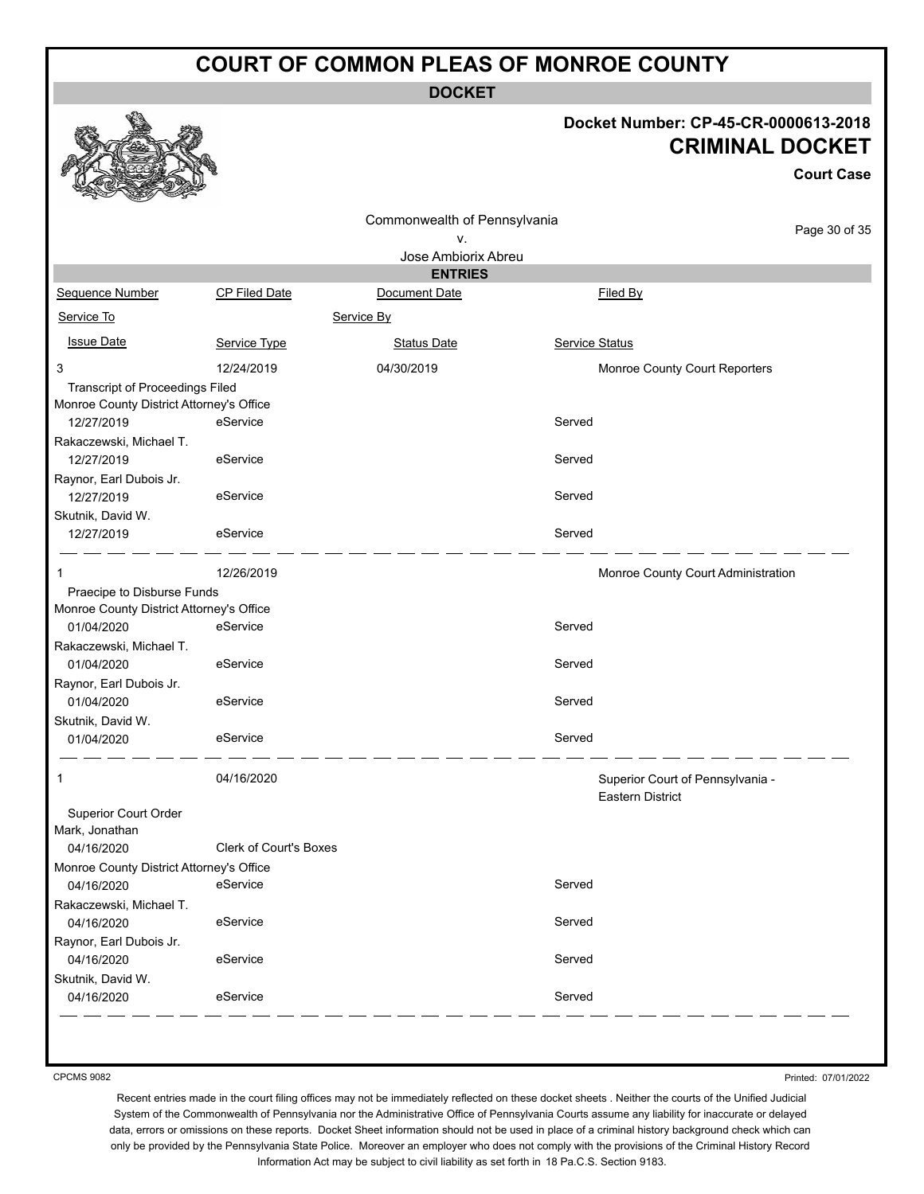# COURT OF COMMON PLEAS OF MONROE COUNTY

**DOCKET**

**Docket Number: CP-45-CR-0000613-2018**

**CRIMINAL DOCKET**

**Court Case**

Commonwealth of Pennsylvania
v.
Jose Ambiorix Abreu

**ENTRIES**

| Sequence Number | CP Filed Date | Document Date | Filed By |
|---|---|---|---|
| Service To | | Service By | |
| Issue Date | Service Type | Status Date | Service Status |
| 3 | 12/24/2019 | 04/30/2019 | Monroe County Court Reporters |
| Transcript of Proceedings Filed | | | |
| Monroe County District Attorney's Office | | | |
| 12/27/2019 | eService | | Served |
| Rakaczewski, Michael T. | | | |
| 12/27/2019 | eService | | Served |
| Raynor, Earl Dubois Jr. | | | |
| 12/27/2019 | eService | | Served |
| Skutnik, David W. | | | |
| 12/27/2019 | eService | | Served |
| 1 | 12/26/2019 | | Monroe County Court Administration |
| Praecipe to Disburse Funds | | | |
| Monroe County District Attorney's Office | | | |
| 01/04/2020 | eService | | Served |
| Rakaczewski, Michael T. | | | |
| 01/04/2020 | eService | | Served |
| Raynor, Earl Dubois Jr. | | | |
| 01/04/2020 | eService | | Served |
| Skutnik, David W. | | | |
| 01/04/2020 | eService | | Served |
| 1 | 04/16/2020 | | Superior Court of Pennsylvania - Eastern District |
| Superior Court Order | | | |
| Mark, Jonathan | | | |
| 04/16/2020 | Clerk of Court's Boxes | | |
| Monroe County District Attorney's Office | | | |
| 04/16/2020 | eService | | Served |
| Rakaczewski, Michael T. | | | |
| 04/16/2020 | eService | | Served |
| Raynor, Earl Dubois Jr. | | | |
| 04/16/2020 | eService | | Served |
| Skutnik, David W. | | | |
| 04/16/2020 | eService | | Served |

CPCMS 9082

Printed: 07/01/2022

Recent entries made in the court filing offices may not be immediately reflected on these docket sheets . Neither the courts of the Unified Judicial System of the Commonwealth of Pennsylvania nor the Administrative Office of Pennsylvania Courts assume any liability for inaccurate or delayed data, errors or omissions on these reports. Docket Sheet information should not be used in place of a criminal history background check which can only be provided by the Pennsylvania State Police. Moreover an employer who does not comply with the provisions of the Criminal History Record Information Act may be subject to civil liability as set forth in 18 Pa.C.S. Section 9183.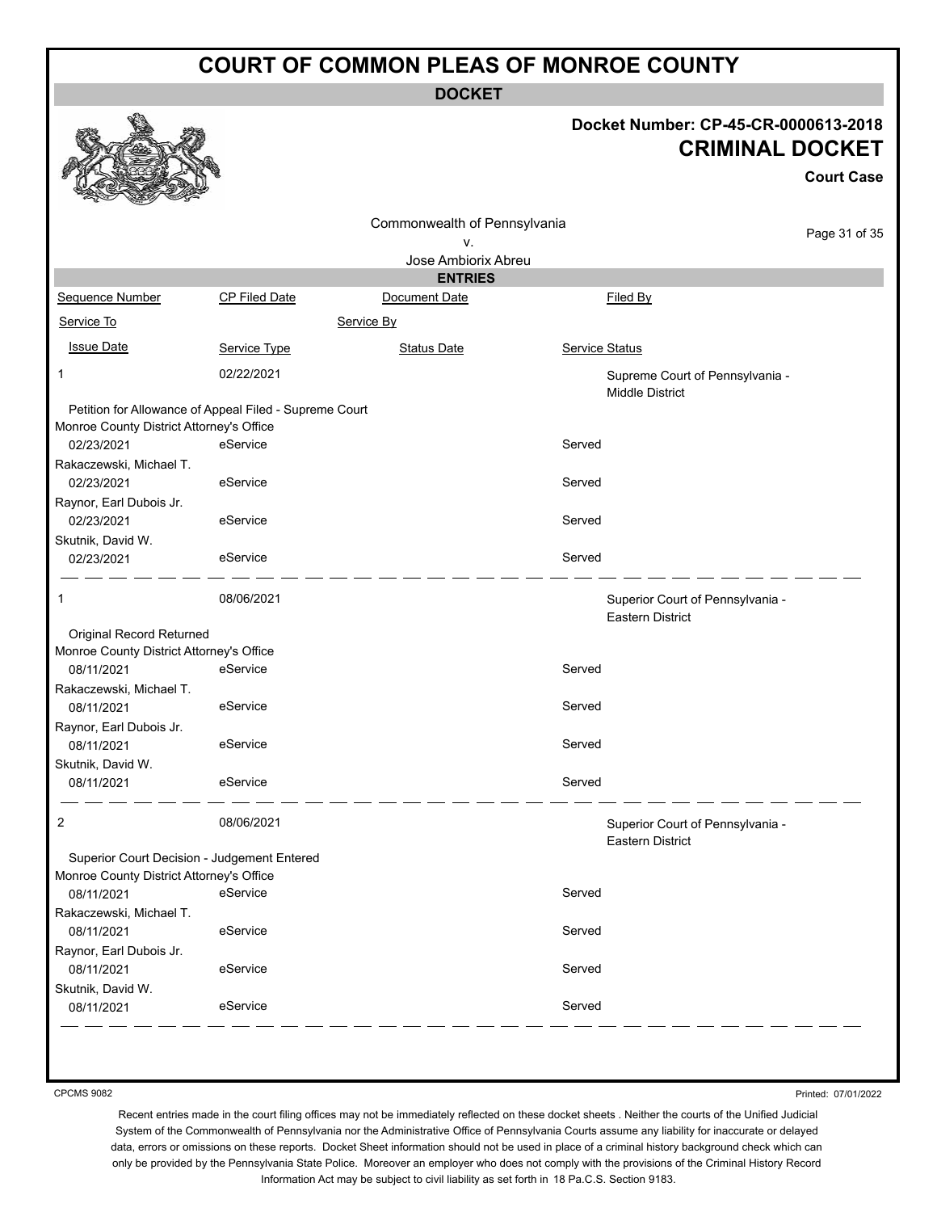# COURT OF COMMON PLEAS OF MONROE COUNTY

**DOCKET**

**Docket Number: CP-45-CR-0000613-2018**

**CRIMINAL DOCKET**

**Court Case**

Commonwealth of Pennsylvania
v.
Jose Ambiorix Abreu

**ENTRIES**

| Sequence Number | CP Filed Date | Document Date | Filed By |
|---|---|---|---|
| Service To | | Service By | |
| Issue Date | Service Type | Status Date | Service Status |
| 1 | 02/22/2021 | | Supreme Court of Pennsylvania - Middle District |
| Petition for Allowance of Appeal Filed - Supreme Court | | | |
| Monroe County District Attorney's Office | | | |
| 02/23/2021 | eService | | Served |
| Rakaczewski, Michael T. | | | |
| 02/23/2021 | eService | | Served |
| Raynor, Earl Dubois Jr. | | | |
| 02/23/2021 | eService | | Served |
| Skutnik, David W. | | | |
| 02/23/2021 | eService | | Served |
| 1 | 08/06/2021 | | Superior Court of Pennsylvania - Eastern District |
| Original Record Returned | | | |
| Monroe County District Attorney's Office | | | |
| 08/11/2021 | eService | | Served |
| Rakaczewski, Michael T. | | | |
| 08/11/2021 | eService | | Served |
| Raynor, Earl Dubois Jr. | | | |
| 08/11/2021 | eService | | Served |
| Skutnik, David W. | | | |
| 08/11/2021 | eService | | Served |
| 2 | 08/06/2021 | | Superior Court of Pennsylvania - Eastern District |
| Superior Court Decision - Judgement Entered | | | |
| Monroe County District Attorney's Office | | | |
| 08/11/2021 | eService | | Served |
| Rakaczewski, Michael T. | | | |
| 08/11/2021 | eService | | Served |
| Raynor, Earl Dubois Jr. | | | |
| 08/11/2021 | eService | | Served |
| Skutnik, David W. | | | |
| 08/11/2021 | eService | | Served |

CPCMS 9082

Printed: 07/01/2022

Recent entries made in the court filing offices may not be immediately reflected on these docket sheets . Neither the courts of the Unified Judicial System of the Commonwealth of Pennsylvania nor the Administrative Office of Pennsylvania Courts assume any liability for inaccurate or delayed data, errors or omissions on these reports. Docket Sheet information should not be used in place of a criminal history background check which can only be provided by the Pennsylvania State Police. Moreover an employer who does not comply with the provisions of the Criminal History Record Information Act may be subject to civil liability as set forth in 18 Pa.C.S. Section 9183.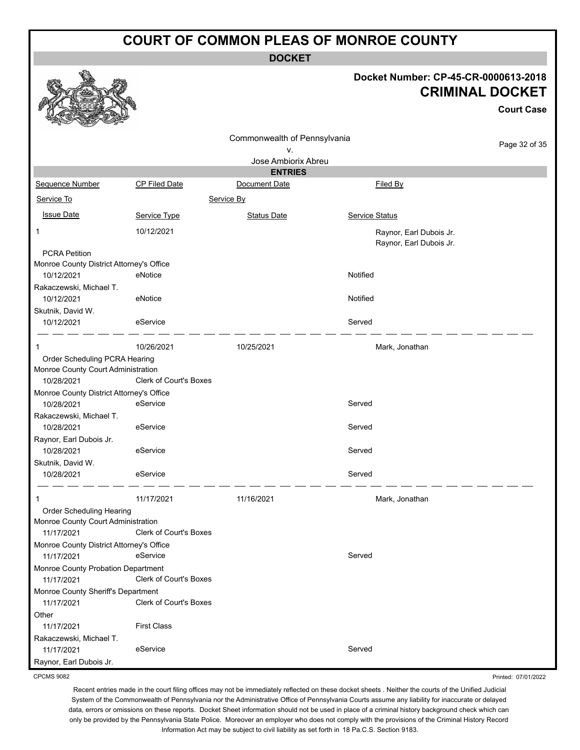# COURT OF COMMON PLEAS OF MONROE COUNTY

**DOCKET**

**Docket Number: CP-45-CR-0000613-2018**

**CRIMINAL DOCKET**

**Court Case**

Commonwealth of Pennsylvania
v.
Jose Ambiorix Abreu

**ENTRIES**

| Sequence Number | CP Filed Date | Document Date | Filed By |
|---|---|---|---|
| Service To | | Service By | |
| Issue Date | Service Type | Status Date | Service Status |
| 1 | 10/12/2021 | | Raynor, Earl Dubois Jr. / Raynor, Earl Dubois Jr. |
| PCRA Petition | | | |
| Monroe County District Attorney's Office | | | |
| 10/12/2021 | eNotice | | Notified |
| Rakaczewski, Michael T. | | | |
| 10/12/2021 | eNotice | | Notified |
| Skutnik, David W. | | | |
| 10/12/2021 | eService | | Served |
| 1 | 10/26/2021 | 10/25/2021 | Mark, Jonathan |
| Order Scheduling PCRA Hearing | | | |
| Monroe County Court Administration | | | |
| 10/28/2021 | Clerk of Court's Boxes | | |
| Monroe County District Attorney's Office | | | |
| 10/28/2021 | eService | | Served |
| Rakaczewski, Michael T. | | | |
| 10/28/2021 | eService | | Served |
| Raynor, Earl Dubois Jr. | | | |
| 10/28/2021 | eService | | Served |
| Skutnik, David W. | | | |
| 10/28/2021 | eService | | Served |
| 1 | 11/17/2021 | 11/16/2021 | Mark, Jonathan |
| Order Scheduling Hearing | | | |
| Monroe County Court Administration | | | |
| 11/17/2021 | Clerk of Court's Boxes | | |
| Monroe County District Attorney's Office | | | |
| 11/17/2021 | eService | | Served |
| Monroe County Probation Department | | | |
| 11/17/2021 | Clerk of Court's Boxes | | |
| Monroe County Sheriff's Department | | | |
| 11/17/2021 | Clerk of Court's Boxes | | |
| Other | | | |
| 11/17/2021 | First Class | | |
| Rakaczewski, Michael T. | | | |
| 11/17/2021 | eService | | Served |
| Raynor, Earl Dubois Jr. | | | |

CPCMS 9082 — Printed: 07/01/2022

Recent entries made in the court filing offices may not be immediately reflected on these docket sheets . Neither the courts of the Unified Judicial System of the Commonwealth of Pennsylvania nor the Administrative Office of Pennsylvania Courts assume any liability for inaccurate or delayed data, errors or omissions on these reports. Docket Sheet information should not be used in place of a criminal history background check which can only be provided by the Pennsylvania State Police. Moreover an employer who does not comply with the provisions of the Criminal History Record Information Act may be subject to civil liability as set forth in 18 Pa.C.S. Section 9183.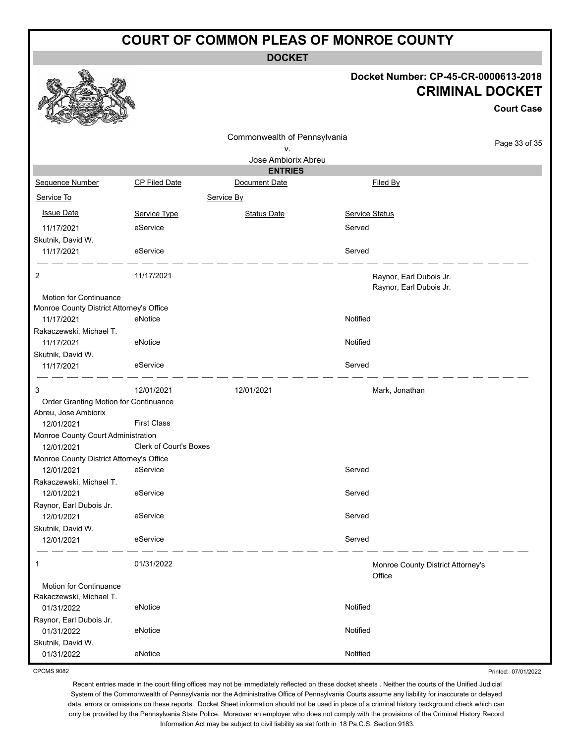# COURT OF COMMON PLEAS OF MONROE COUNTY

**DOCKET**

**Docket Number: CP-45-CR-0000613-2018**

## CRIMINAL DOCKET

**Court Case**

Commonwealth of Pennsylvania
v.
Jose Ambiorix Abreu

**ENTRIES**

| Sequence Number | CP Filed Date | Document Date | Filed By |
|---|---|---|---|
| Service To | | Service By | |
| Issue Date | Service Type | Status Date | Service Status |
| 11/17/2021 | eService | | Served |
| Skutnik, David W. | | | |
| 11/17/2021 | eService | | Served |
| 2 | 11/17/2021 | | Raynor, Earl Dubois Jr.<br>Raynor, Earl Dubois Jr. |
| Motion for Continuance | | | |
| Monroe County District Attorney's Office | | | |
| 11/17/2021 | eNotice | | Notified |
| Rakaczewski, Michael T. | | | |
| 11/17/2021 | eNotice | | Notified |
| Skutnik, David W. | | | |
| 11/17/2021 | eService | | Served |
| 3 | 12/01/2021 | 12/01/2021 | Mark, Jonathan |
| Order Granting Motion for Continuance | | | |
| Abreu, Jose Ambiorix | | | |
| 12/01/2021 | First Class | | |
| Monroe County Court Administration | | | |
| 12/01/2021 | Clerk of Court's Boxes | | |
| Monroe County District Attorney's Office | | | |
| 12/01/2021 | eService | | Served |
| Rakaczewski, Michael T. | | | |
| 12/01/2021 | eService | | Served |
| Raynor, Earl Dubois Jr. | | | |
| 12/01/2021 | eService | | Served |
| Skutnik, David W. | | | |
| 12/01/2021 | eService | | Served |
| 1 | 01/31/2022 | | Monroe County District Attorney's Office |
| Motion for Continuance | | | |
| Rakaczewski, Michael T. | | | |
| 01/31/2022 | eNotice | | Notified |
| Raynor, Earl Dubois Jr. | | | |
| 01/31/2022 | eNotice | | Notified |
| Skutnik, David W. | | | |
| 01/31/2022 | eNotice | | Notified |

CPCMS 9082

Printed: 07/01/2022

Recent entries made in the court filing offices may not be immediately reflected on these docket sheets . Neither the courts of the Unified Judicial System of the Commonwealth of Pennsylvania nor the Administrative Office of Pennsylvania Courts assume any liability for inaccurate or delayed data, errors or omissions on these reports. Docket Sheet information should not be used in place of a criminal history background check which can only be provided by the Pennsylvania State Police. Moreover an employer who does not comply with the provisions of the Criminal History Record Information Act may be subject to civil liability as set forth in 18 Pa.C.S. Section 9183.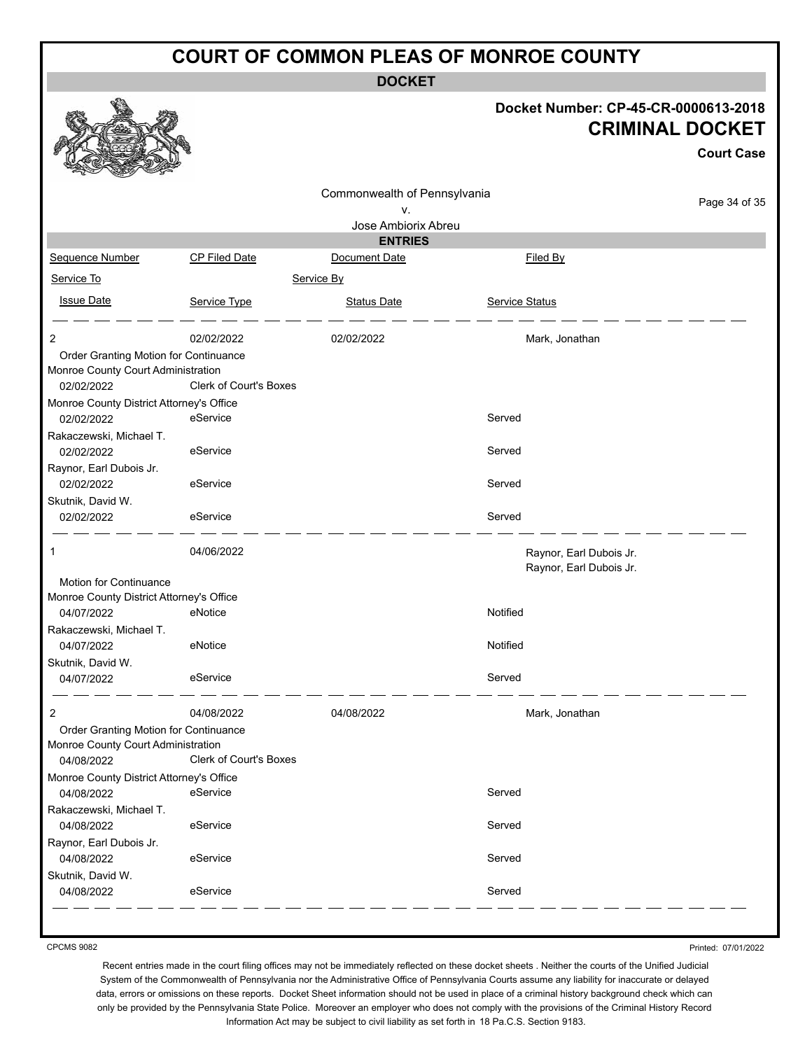# COURT OF COMMON PLEAS OF MONROE COUNTY

**DOCKET**

**Docket Number: CP-45-CR-0000613-2018**

**CRIMINAL DOCKET**

**Court Case**

Commonwealth of Pennsylvania
v.
Jose Ambiorix Abreu

**ENTRIES**

| Sequence Number | CP Filed Date | Document Date | Filed By |
|---|---|---|---|
| Service To | | Service By | |
| Issue Date | Service Type | Status Date | Service Status |
| 2 | 02/02/2022 | 02/02/2022 | Mark, Jonathan |
| Order Granting Motion for Continuance | | | |
| Monroe County Court Administration | | | |
| 02/02/2022 | Clerk of Court's Boxes | | |
| Monroe County District Attorney's Office | | | |
| 02/02/2022 | eService | | Served |
| Rakaczewski, Michael T. | | | |
| 02/02/2022 | eService | | Served |
| Raynor, Earl Dubois Jr. | | | |
| 02/02/2022 | eService | | Served |
| Skutnik, David W. | | | |
| 02/02/2022 | eService | | Served |
| 1 | 04/06/2022 | | Raynor, Earl Dubois Jr. Raynor, Earl Dubois Jr. |
| Motion for Continuance | | | |
| Monroe County District Attorney's Office | | | |
| 04/07/2022 | eNotice | | Notified |
| Rakaczewski, Michael T. | | | |
| 04/07/2022 | eNotice | | Notified |
| Skutnik, David W. | | | |
| 04/07/2022 | eService | | Served |
| 2 | 04/08/2022 | 04/08/2022 | Mark, Jonathan |
| Order Granting Motion for Continuance | | | |
| Monroe County Court Administration | | | |
| 04/08/2022 | Clerk of Court's Boxes | | |
| Monroe County District Attorney's Office | | | |
| 04/08/2022 | eService | | Served |
| Rakaczewski, Michael T. | | | |
| 04/08/2022 | eService | | Served |
| Raynor, Earl Dubois Jr. | | | |
| 04/08/2022 | eService | | Served |
| Skutnik, David W. | | | |
| 04/08/2022 | eService | | Served |

CPCMS 9082

Printed: 07/01/2022

Recent entries made in the court filing offices may not be immediately reflected on these docket sheets . Neither the courts of the Unified Judicial System of the Commonwealth of Pennsylvania nor the Administrative Office of Pennsylvania Courts assume any liability for inaccurate or delayed data, errors or omissions on these reports. Docket Sheet information should not be used in place of a criminal history background check which can only be provided by the Pennsylvania State Police. Moreover an employer who does not comply with the provisions of the Criminal History Record Information Act may be subject to civil liability as set forth in 18 Pa.C.S. Section 9183.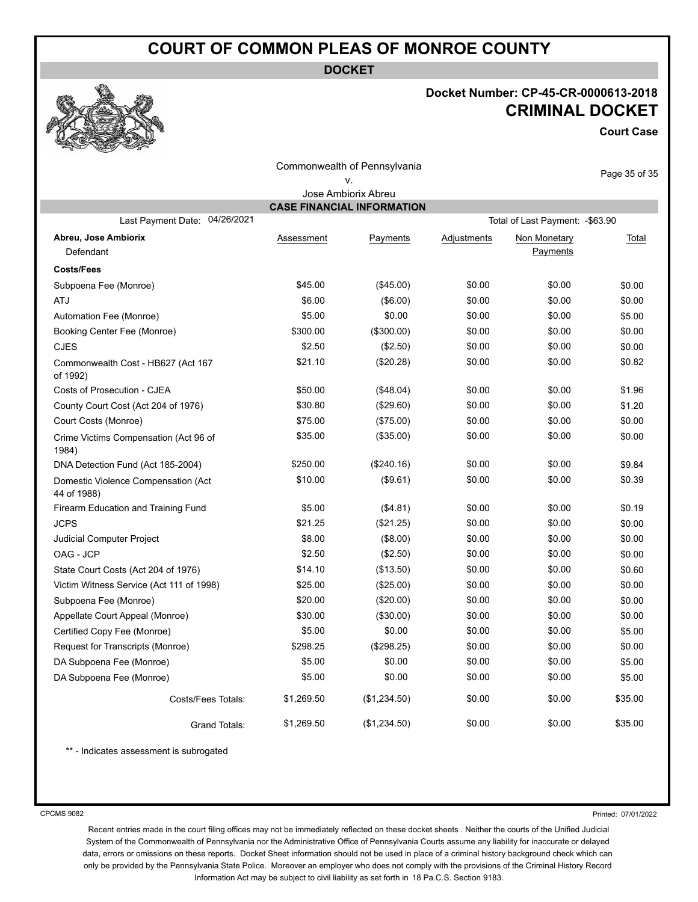# COURT OF COMMON PLEAS OF MONROE COUNTY

**DOCKET**

**Docket Number: CP-45-CR-0000613-2018**

## CRIMINAL DOCKET

**Court Case**

Commonwealth of Pennsylvania
v.
Jose Ambiorix Abreu

### CASE FINANCIAL INFORMATION

Last Payment Date: 04/26/2021 | Total of Last Payment: -$63.90

| **Abreu, Jose Ambiorix** Defendant | Assessment | Payments | Adjustments | Non Monetary Payments | Total |
|---|---|---|---|---|---|
| **Costs/Fees** | | | | | |
| Subpoena Fee (Monroe) | $45.00 | ($45.00) | $0.00 | $0.00 | $0.00 |
| ATJ | $6.00 | ($6.00) | $0.00 | $0.00 | $0.00 |
| Automation Fee (Monroe) | $5.00 | $0.00 | $0.00 | $0.00 | $5.00 |
| Booking Center Fee (Monroe) | $300.00 | ($300.00) | $0.00 | $0.00 | $0.00 |
| CJES | $2.50 | ($2.50) | $0.00 | $0.00 | $0.00 |
| Commonwealth Cost - HB627 (Act 167 of 1992) | $21.10 | ($20.28) | $0.00 | $0.00 | $0.82 |
| Costs of Prosecution - CJEA | $50.00 | ($48.04) | $0.00 | $0.00 | $1.96 |
| County Court Cost (Act 204 of 1976) | $30.80 | ($29.60) | $0.00 | $0.00 | $1.20 |
| Court Costs (Monroe) | $75.00 | ($75.00) | $0.00 | $0.00 | $0.00 |
| Crime Victims Compensation (Act 96 of 1984) | $35.00 | ($35.00) | $0.00 | $0.00 | $0.00 |
| DNA Detection Fund (Act 185-2004) | $250.00 | ($240.16) | $0.00 | $0.00 | $9.84 |
| Domestic Violence Compensation (Act 44 of 1988) | $10.00 | ($9.61) | $0.00 | $0.00 | $0.39 |
| Firearm Education and Training Fund | $5.00 | ($4.81) | $0.00 | $0.00 | $0.19 |
| JCPS | $21.25 | ($21.25) | $0.00 | $0.00 | $0.00 |
| Judicial Computer Project | $8.00 | ($8.00) | $0.00 | $0.00 | $0.00 |
| OAG - JCP | $2.50 | ($2.50) | $0.00 | $0.00 | $0.00 |
| State Court Costs (Act 204 of 1976) | $14.10 | ($13.50) | $0.00 | $0.00 | $0.60 |
| Victim Witness Service (Act 111 of 1998) | $25.00 | ($25.00) | $0.00 | $0.00 | $0.00 |
| Subpoena Fee (Monroe) | $20.00 | ($20.00) | $0.00 | $0.00 | $0.00 |
| Appellate Court Appeal (Monroe) | $30.00 | ($30.00) | $0.00 | $0.00 | $0.00 |
| Certified Copy Fee (Monroe) | $5.00 | $0.00 | $0.00 | $0.00 | $5.00 |
| Request for Transcripts (Monroe) | $298.25 | ($298.25) | $0.00 | $0.00 | $0.00 |
| DA Subpoena Fee (Monroe) | $5.00 | $0.00 | $0.00 | $0.00 | $5.00 |
| DA Subpoena Fee (Monroe) | $5.00 | $0.00 | $0.00 | $0.00 | $5.00 |
| Costs/Fees Totals: | $1,269.50 | ($1,234.50) | $0.00 | $0.00 | $35.00 |
| Grand Totals: | $1,269.50 | ($1,234.50) | $0.00 | $0.00 | $35.00 |

** - Indicates assessment is subrogated

CPCMS 9082

Printed: 07/01/2022

Recent entries made in the court filing offices may not be immediately reflected on these docket sheets . Neither the courts of the Unified Judicial System of the Commonwealth of Pennsylvania nor the Administrative Office of Pennsylvania Courts assume any liability for inaccurate or delayed data, errors or omissions on these reports. Docket Sheet information should not be used in place of a criminal history background check which can only be provided by the Pennsylvania State Police. Moreover an employer who does not comply with the provisions of the Criminal History Record Information Act may be subject to civil liability as set forth in 18 Pa.C.S. Section 9183.